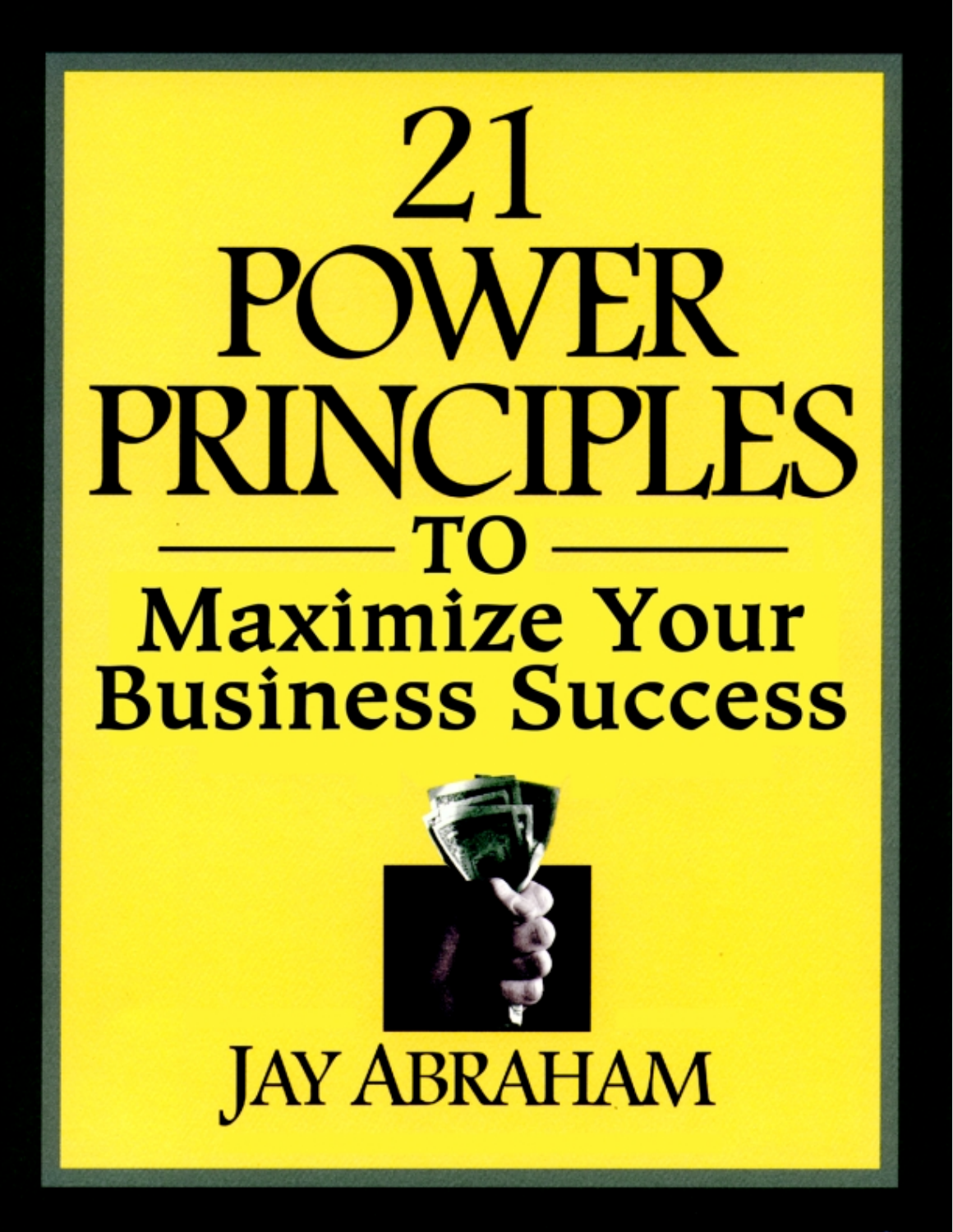# 21 POWER PRINCIPLES

## TO

## Maximize Your Business Success

JAY ABRAHAM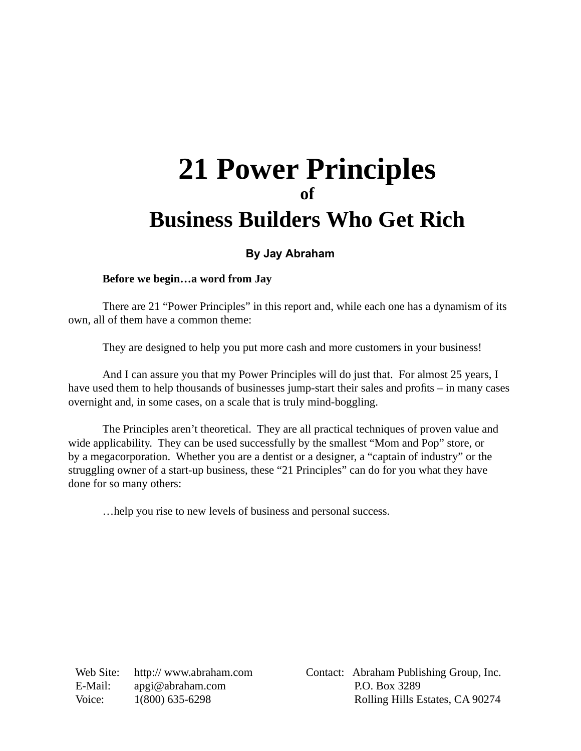# 21 Power Principles

### of

# Business Builders Who Get Rich

**By Jay Abraham**

**Before we begin…a word from Jay**

There are 21 “Power Principles” in this report and, while each one has a dynamism of its own, all of them have a common theme:

They are designed to help you put more cash and more customers in your business!

And I can assure you that my Power Principles will do just that. For almost 25 years, I have used them to help thousands of businesses jump-start their sales and profits – in many cases overnight and, in some cases, on a scale that is truly mind-boggling.

The Principles aren’t theoretical. They are all practical techniques of proven value and wide applicability. They can be used successfully by the smallest “Mom and Pop” store, or by a megacorporation. Whether you are a dentist or a designer, a “captain of industry” or the struggling owner of a start-up business, these “21 Principles” can do for you what they have done for so many others:

…help you rise to new levels of business and personal success.

Web Site: http:// www.abraham.com
E-Mail: apgi@abraham.com
Voice: 1(800) 635-6298

Contact: Abraham Publishing Group, Inc.
P.O. Box 3289
Rolling Hills Estates, CA 90274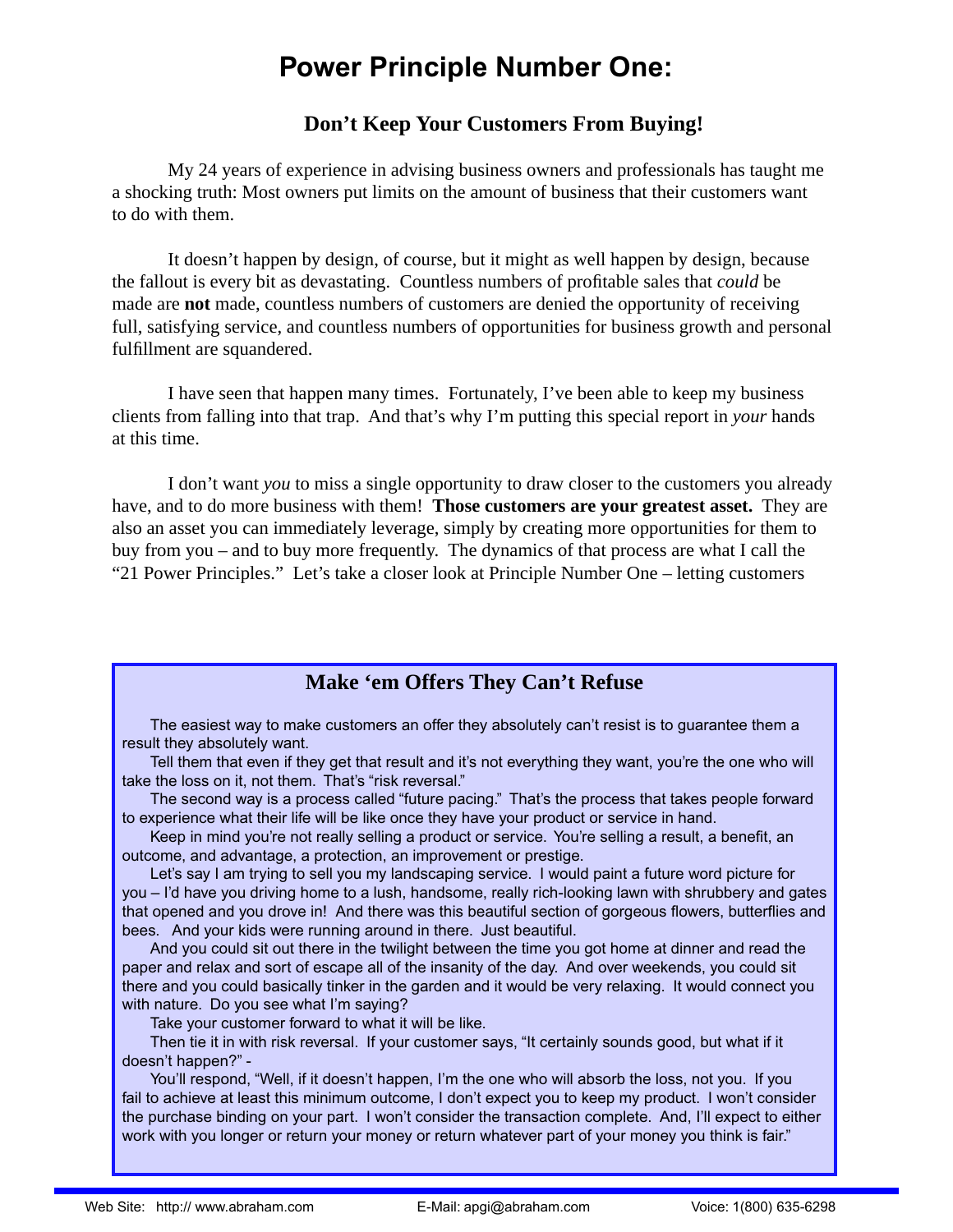# Power Principle Number One:

## Don't Keep Your Customers From Buying!

My 24 years of experience in advising business owners and professionals has taught me a shocking truth: Most owners put limits on the amount of business that their customers want to do with them.

It doesn't happen by design, of course, but it might as well happen by design, because the fallout is every bit as devastating. Countless numbers of profitable sales that *could* be made are **not** made, countless numbers of customers are denied the opportunity of receiving full, satisfying service, and countless numbers of opportunities for business growth and personal fulfillment are squandered.

I have seen that happen many times. Fortunately, I've been able to keep my business clients from falling into that trap. And that's why I'm putting this special report in *your* hands at this time.

I don't want *you* to miss a single opportunity to draw closer to the customers you already have, and to do more business with them! **Those customers are your greatest asset.** They are also an asset you can immediately leverage, simply by creating more opportunities for them to buy from you – and to buy more frequently. The dynamics of that process are what I call the "21 Power Principles." Let's take a closer look at Principle Number One – letting customers

### Make 'em Offers They Can't Refuse

The easiest way to make customers an offer they absolutely can't resist is to guarantee them a result they absolutely want.

Tell them that even if they get that result and it's not everything they want, you're the one who will take the loss on it, not them. That's "risk reversal."

The second way is a process called "future pacing." That's the process that takes people forward to experience what their life will be like once they have your product or service in hand.

Keep in mind you're not really selling a product or service. You're selling a result, a benefit, an outcome, and advantage, a protection, an improvement or prestige.

Let's say I am trying to sell you my landscaping service. I would paint a future word picture for you – I'd have you driving home to a lush, handsome, really rich-looking lawn with shrubbery and gates that opened and you drove in! And there was this beautiful section of gorgeous flowers, butterflies and bees. And your kids were running around in there. Just beautiful.

And you could sit out there in the twilight between the time you got home at dinner and read the paper and relax and sort of escape all of the insanity of the day. And over weekends, you could sit there and you could basically tinker in the garden and it would be very relaxing. It would connect you with nature. Do you see what I'm saying?

Take your customer forward to what it will be like.

Then tie it in with risk reversal. If your customer says, "It certainly sounds good, but what if it doesn't happen?" -

You'll respond, "Well, if it doesn't happen, I'm the one who will absorb the loss, not you. If you fail to achieve at least this minimum outcome, I don't expect you to keep my product. I won't consider the purchase binding on your part. I won't consider the transaction complete. And, I'll expect to either work with you longer or return your money or return whatever part of your money you think is fair."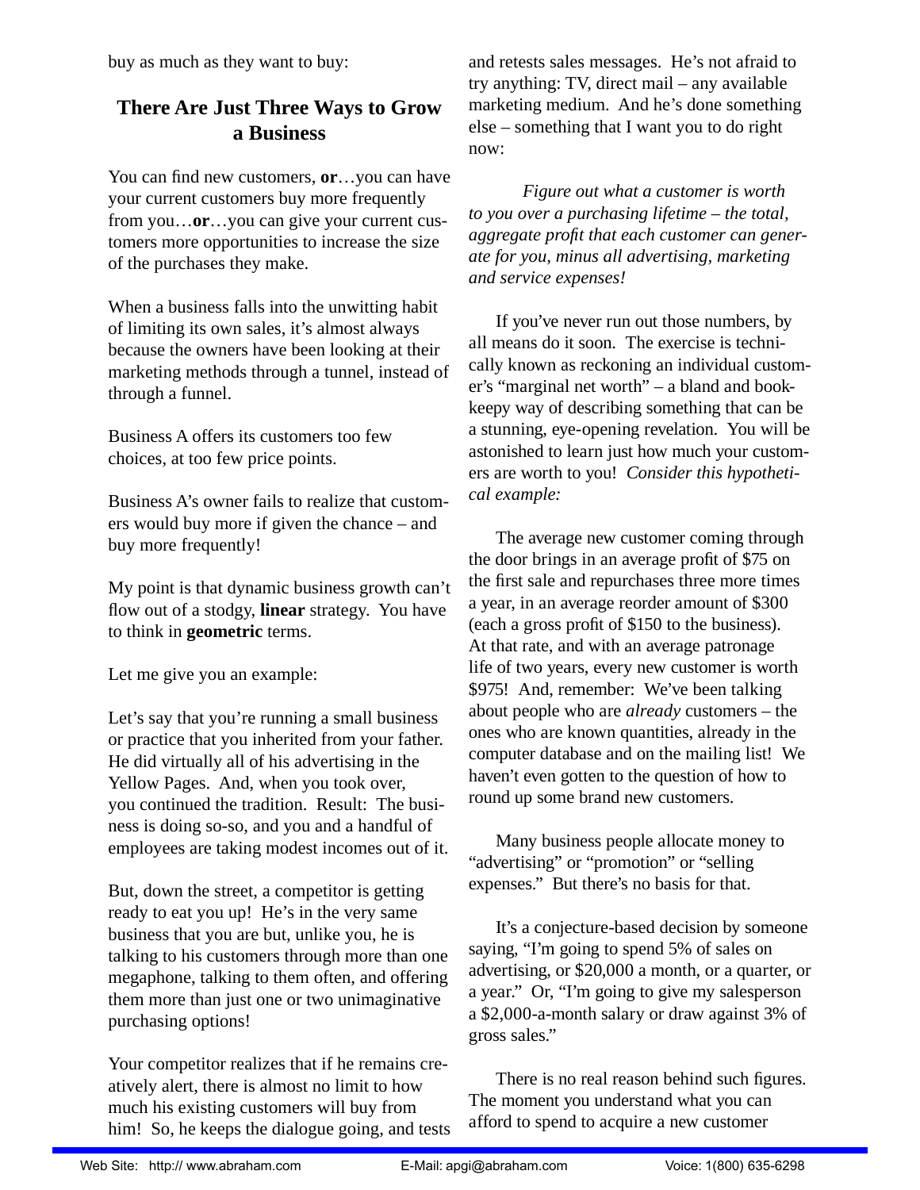buy as much as they want to buy:

## There Are Just Three Ways to Grow a Business

You can find new customers, **or**…you can have your current customers buy more frequently from you…**or**…you can give your current customers more opportunities to increase the size of the purchases they make.

When a business falls into the unwitting habit of limiting its own sales, it's almost always because the owners have been looking at their marketing methods through a tunnel, instead of through a funnel.

Business A offers its customers too few choices, at too few price points.

Business A's owner fails to realize that customers would buy more if given the chance – and buy more frequently!

My point is that dynamic business growth can't flow out of a stodgy, **linear** strategy. You have to think in **geometric** terms.

Let me give you an example:

Let's say that you're running a small business or practice that you inherited from your father. He did virtually all of his advertising in the Yellow Pages. And, when you took over, you continued the tradition. Result: The business is doing so-so, and you and a handful of employees are taking modest incomes out of it.

But, down the street, a competitor is getting ready to eat you up! He's in the very same business that you are but, unlike you, he is talking to his customers through more than one megaphone, talking to them often, and offering them more than just one or two unimaginative purchasing options!

Your competitor realizes that if he remains creatively alert, there is almost no limit to how much his existing customers will buy from him! So, he keeps the dialogue going, and tests and retests sales messages. He's not afraid to try anything: TV, direct mail – any available marketing medium. And he's done something else – something that I want you to do right now:

*Figure out what a customer is worth to you over a purchasing lifetime – the total, aggregate profit that each customer can generate for you, minus all advertising, marketing and service expenses!*

If you've never run out those numbers, by all means do it soon. The exercise is technically known as reckoning an individual customer's "marginal net worth" – a bland and bookkeepy way of describing something that can be a stunning, eye-opening revelation. You will be astonished to learn just how much your customers are worth to you! *Consider this hypothetical example:*

The average new customer coming through the door brings in an average profit of $75 on the first sale and repurchases three more times a year, in an average reorder amount of $300 (each a gross profit of $150 to the business). At that rate, and with an average patronage life of two years, every new customer is worth $975! And, remember: We've been talking about people who are *already* customers – the ones who are known quantities, already in the computer database and on the mailing list! We haven't even gotten to the question of how to round up some brand new customers.

Many business people allocate money to "advertising" or "promotion" or "selling expenses." But there's no basis for that.

It's a conjecture-based decision by someone saying, "I'm going to spend 5% of sales on advertising, or $20,000 a month, or a quarter, or a year." Or, "I'm going to give my salesperson a $2,000-a-month salary or draw against 3% of gross sales."

There is no real reason behind such figures. The moment you understand what you can afford to spend to acquire a new customer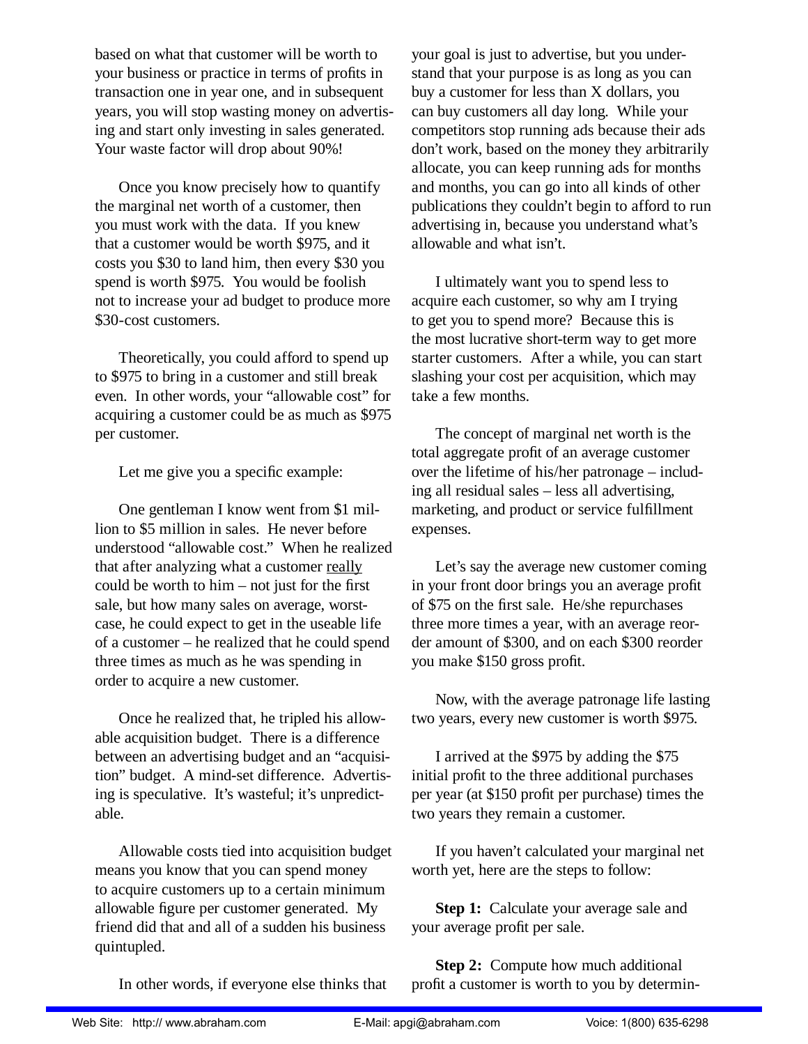based on what that customer will be worth to your business or practice in terms of profits in transaction one in year one, and in subsequent years, you will stop wasting money on advertising and start only investing in sales generated. Your waste factor will drop about 90%!

Once you know precisely how to quantify the marginal net worth of a customer, then you must work with the data. If you knew that a customer would be worth $975, and it costs you $30 to land him, then every $30 you spend is worth $975. You would be foolish not to increase your ad budget to produce more $30-cost customers.

Theoretically, you could afford to spend up to $975 to bring in a customer and still break even. In other words, your "allowable cost" for acquiring a customer could be as much as $975 per customer.

Let me give you a specific example:

One gentleman I know went from $1 million to $5 million in sales. He never before understood "allowable cost." When he realized that after analyzing what a customer really could be worth to him – not just for the first sale, but how many sales on average, worst-case, he could expect to get in the useable life of a customer – he realized that he could spend three times as much as he was spending in order to acquire a new customer.

Once he realized that, he tripled his allowable acquisition budget. There is a difference between an advertising budget and an "acquisition" budget. A mind-set difference. Advertising is speculative. It's wasteful; it's unpredictable.

Allowable costs tied into acquisition budget means you know that you can spend money to acquire customers up to a certain minimum allowable figure per customer generated. My friend did that and all of a sudden his business quintupled.

In other words, if everyone else thinks that your goal is just to advertise, but you understand that your purpose is as long as you can buy a customer for less than X dollars, you can buy customers all day long. While your competitors stop running ads because their ads don't work, based on the money they arbitrarily allocate, you can keep running ads for months and months, you can go into all kinds of other publications they couldn't begin to afford to run advertising in, because you understand what's allowable and what isn't.

I ultimately want you to spend less to acquire each customer, so why am I trying to get you to spend more? Because this is the most lucrative short-term way to get more starter customers. After a while, you can start slashing your cost per acquisition, which may take a few months.

The concept of marginal net worth is the total aggregate profit of an average customer over the lifetime of his/her patronage – including all residual sales – less all advertising, marketing, and product or service fulfillment expenses.

Let's say the average new customer coming in your front door brings you an average profit of $75 on the first sale. He/she repurchases three more times a year, with an average reorder amount of $300, and on each $300 reorder you make $150 gross profit.

Now, with the average patronage life lasting two years, every new customer is worth $975.

I arrived at the $975 by adding the $75 initial profit to the three additional purchases per year (at $150 profit per purchase) times the two years they remain a customer.

If you haven't calculated your marginal net worth yet, here are the steps to follow:

**Step 1:** Calculate your average sale and your average profit per sale.

**Step 2:** Compute how much additional profit a customer is worth to you by determin-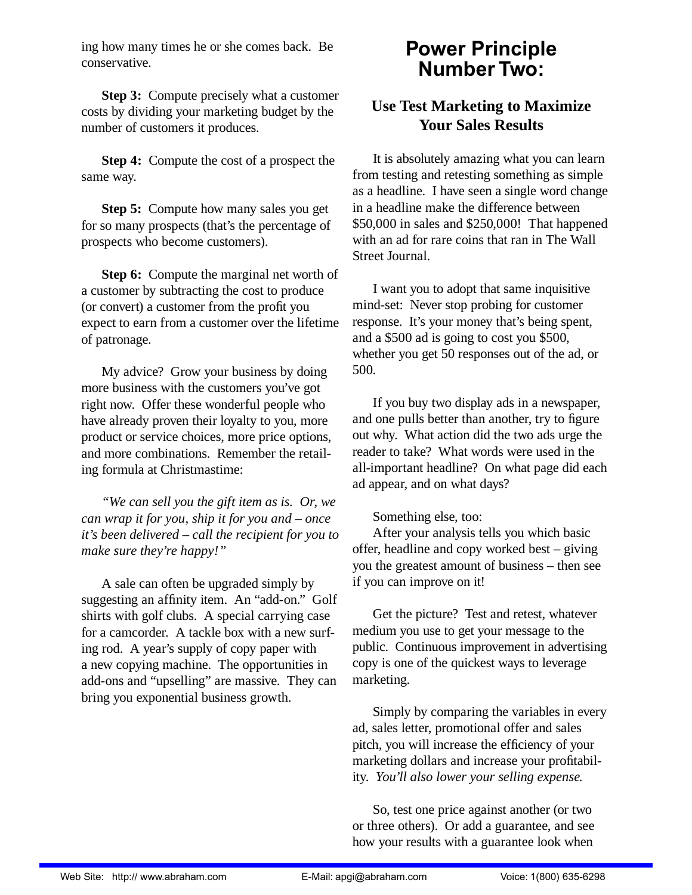ing how many times he or she comes back. Be conservative.

**Step 3:** Compute precisely what a customer costs by dividing your marketing budget by the number of customers it produces.

**Step 4:** Compute the cost of a prospect the same way.

**Step 5:** Compute how many sales you get for so many prospects (that's the percentage of prospects who become customers).

**Step 6:** Compute the marginal net worth of a customer by subtracting the cost to produce (or convert) a customer from the profit you expect to earn from a customer over the lifetime of patronage.

My advice? Grow your business by doing more business with the customers you've got right now. Offer these wonderful people who have already proven their loyalty to you, more product or service choices, more price options, and more combinations. Remember the retailing formula at Christmastime:

*"We can sell you the gift item as is. Or, we can wrap it for you, ship it for you and – once it's been delivered – call the recipient for you to make sure they're happy!"*

A sale can often be upgraded simply by suggesting an affinity item. An "add-on." Golf shirts with golf clubs. A special carrying case for a camcorder. A tackle box with a new surfing rod. A year's supply of copy paper with a new copying machine. The opportunities in add-ons and "upselling" are massive. They can bring you exponential business growth.

# Power Principle Number Two:

## Use Test Marketing to Maximize Your Sales Results

It is absolutely amazing what you can learn from testing and retesting something as simple as a headline. I have seen a single word change in a headline make the difference between $50,000 in sales and $250,000! That happened with an ad for rare coins that ran in The Wall Street Journal.

I want you to adopt that same inquisitive mind-set: Never stop probing for customer response. It's your money that's being spent, and a $500 ad is going to cost you $500, whether you get 50 responses out of the ad, or 500.

If you buy two display ads in a newspaper, and one pulls better than another, try to figure out why. What action did the two ads urge the reader to take? What words were used in the all-important headline? On what page did each ad appear, and on what days?

Something else, too:
After your analysis tells you which basic offer, headline and copy worked best – giving you the greatest amount of business – then see if you can improve on it!

Get the picture? Test and retest, whatever medium you use to get your message to the public. Continuous improvement in advertising copy is one of the quickest ways to leverage marketing.

Simply by comparing the variables in every ad, sales letter, promotional offer and sales pitch, you will increase the efficiency of your marketing dollars and increase your profitability. *You'll also lower your selling expense.*

So, test one price against another (or two or three others). Or add a guarantee, and see how your results with a guarantee look when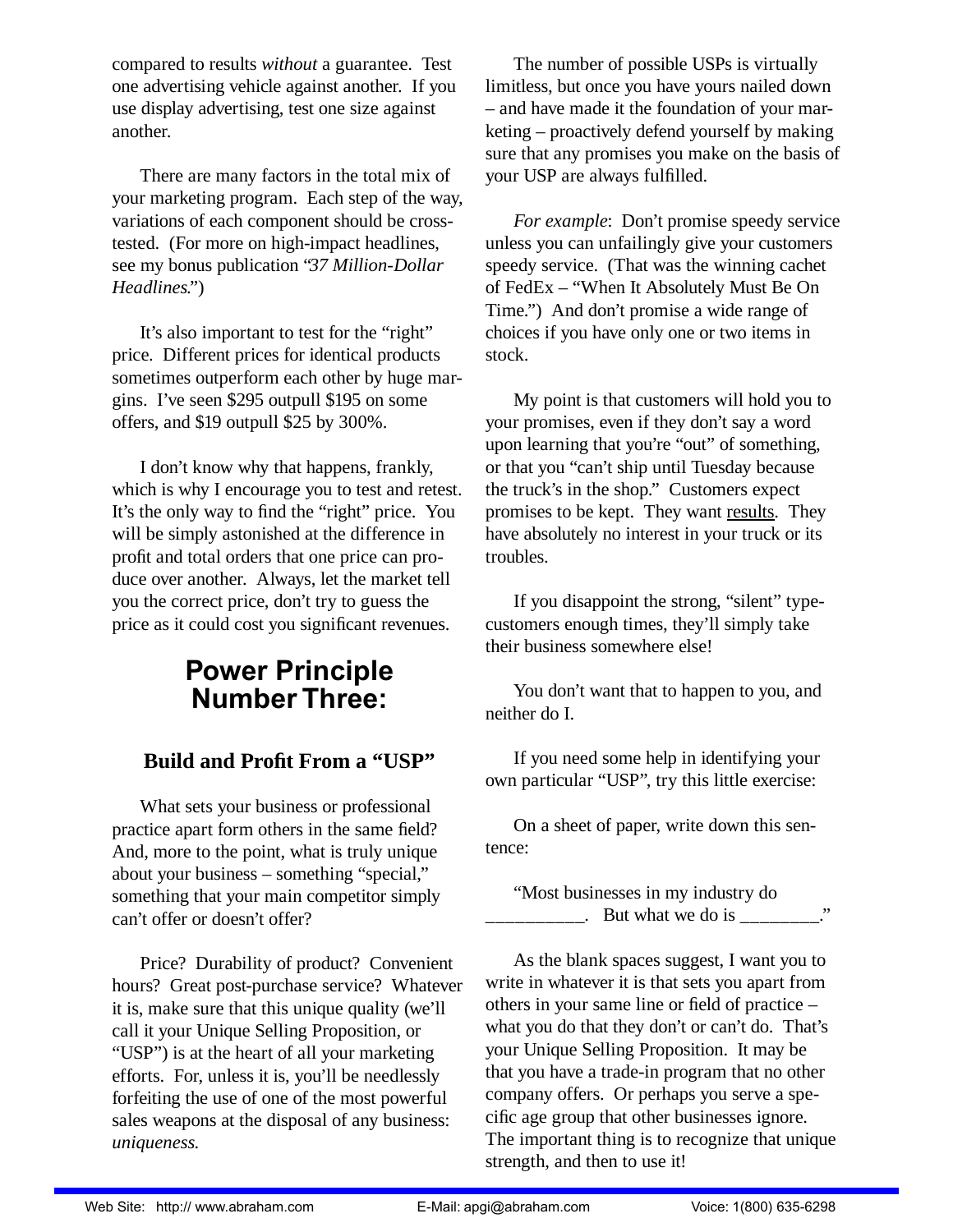compared to results *without* a guarantee. Test one advertising vehicle against another. If you use display advertising, test one size against another.

There are many factors in the total mix of your marketing program. Each step of the way, variations of each component should be cross-tested. (For more on high-impact headlines, see my bonus publication "*37 Million-Dollar Headlines*.")

It's also important to test for the "right" price. Different prices for identical products sometimes outperform each other by huge margins. I've seen $295 outpull $195 on some offers, and $19 outpull $25 by 300%.

I don't know why that happens, frankly, which is why I encourage you to test and retest. It's the only way to find the "right" price. You will be simply astonished at the difference in profit and total orders that one price can produce over another. Always, let the market tell you the correct price, don't try to guess the price as it could cost you significant revenues.

## Power Principle Number Three:

### Build and Profit From a "USP"

What sets your business or professional practice apart form others in the same field? And, more to the point, what is truly unique about your business – something "special," something that your main competitor simply can't offer or doesn't offer?

Price? Durability of product? Convenient hours? Great post-purchase service? Whatever it is, make sure that this unique quality (we'll call it your Unique Selling Proposition, or "USP") is at the heart of all your marketing efforts. For, unless it is, you'll be needlessly forfeiting the use of one of the most powerful sales weapons at the disposal of any business: *uniqueness.*

The number of possible USPs is virtually limitless, but once you have yours nailed down – and have made it the foundation of your marketing – proactively defend yourself by making sure that any promises you make on the basis of your USP are always fulfilled.

*For example*: Don't promise speedy service unless you can unfailingly give your customers speedy service. (That was the winning cachet of FedEx – "When It Absolutely Must Be On Time.") And don't promise a wide range of choices if you have only one or two items in stock.

My point is that customers will hold you to your promises, even if they don't say a word upon learning that you're "out" of something, or that you "can't ship until Tuesday because the truck's in the shop." Customers expect promises to be kept. They want <u>results</u>. They have absolutely no interest in your truck or its troubles.

If you disappoint the strong, "silent" type-customers enough times, they'll simply take their business somewhere else!

You don't want that to happen to you, and neither do I.

If you need some help in identifying your own particular "USP", try this little exercise:

On a sheet of paper, write down this sentence:

"Most businesses in my industry do __________. But what we do is ________."

As the blank spaces suggest, I want you to write in whatever it is that sets you apart from others in your same line or field of practice – what you do that they don't or can't do. That's your Unique Selling Proposition. It may be that you have a trade-in program that no other company offers. Or perhaps you serve a specific age group that other businesses ignore. The important thing is to recognize that unique strength, and then to use it!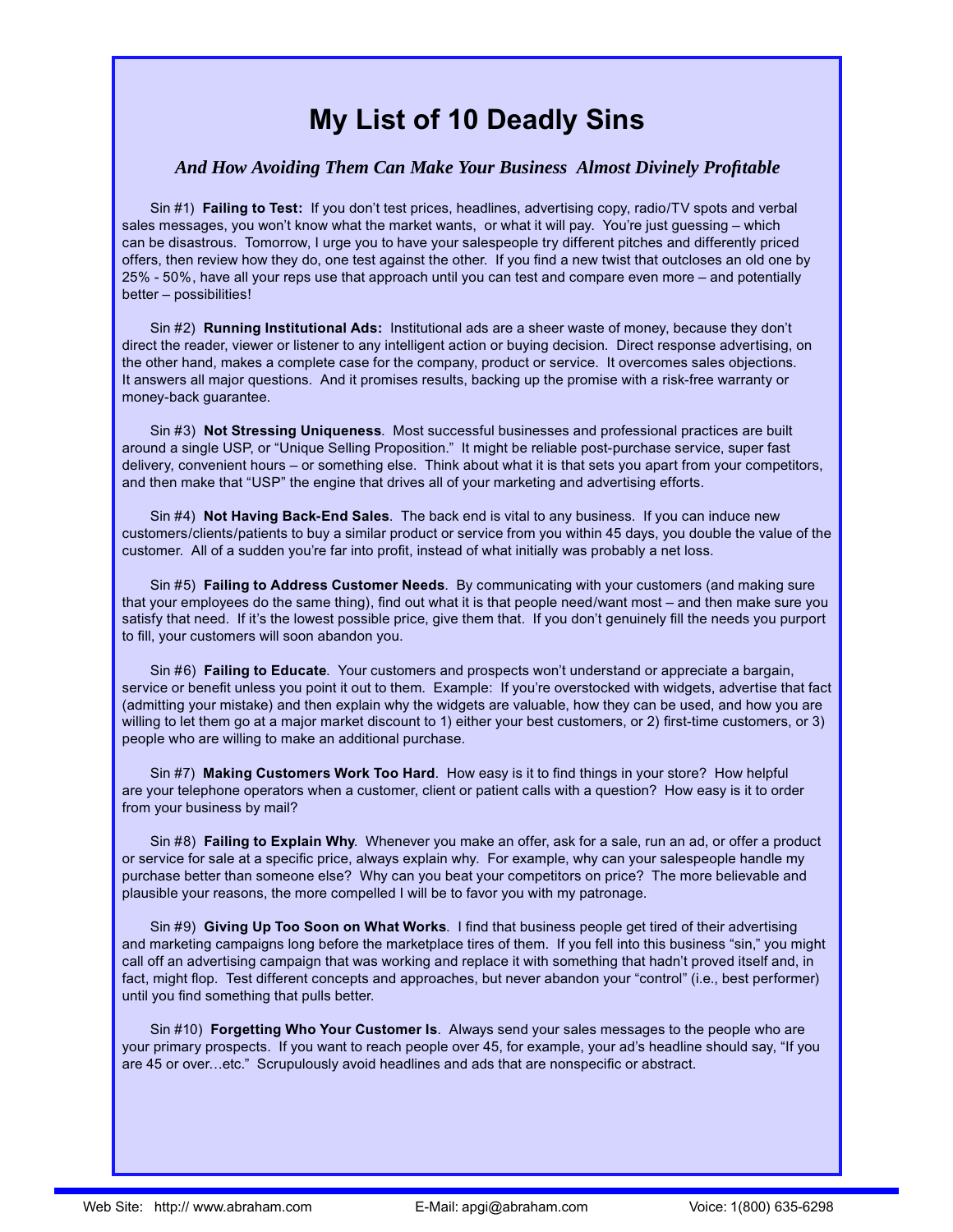# My List of 10 Deadly Sins

***And How Avoiding Them Can Make Your Business Almost Divinely Profitable***

Sin #1) **Failing to Test:** If you don't test prices, headlines, advertising copy, radio/TV spots and verbal sales messages, you won't know what the market wants, or what it will pay. You're just guessing – which can be disastrous. Tomorrow, I urge you to have your salespeople try different pitches and differently priced offers, then review how they do, one test against the other. If you find a new twist that outcloses an old one by 25% - 50%, have all your reps use that approach until you can test and compare even more – and potentially better – possibilities!

Sin #2) **Running Institutional Ads:** Institutional ads are a sheer waste of money, because they don't direct the reader, viewer or listener to any intelligent action or buying decision. Direct response advertising, on the other hand, makes a complete case for the company, product or service. It overcomes sales objections. It answers all major questions. And it promises results, backing up the promise with a risk-free warranty or money-back guarantee.

Sin #3) **Not Stressing Uniqueness**. Most successful businesses and professional practices are built around a single USP, or "Unique Selling Proposition." It might be reliable post-purchase service, super fast delivery, convenient hours – or something else. Think about what it is that sets you apart from your competitors, and then make that "USP" the engine that drives all of your marketing and advertising efforts.

Sin #4) **Not Having Back-End Sales**. The back end is vital to any business. If you can induce new customers/clients/patients to buy a similar product or service from you within 45 days, you double the value of the customer. All of a sudden you're far into profit, instead of what initially was probably a net loss.

Sin #5) **Failing to Address Customer Needs**. By communicating with your customers (and making sure that your employees do the same thing), find out what it is that people need/want most – and then make sure you satisfy that need. If it's the lowest possible price, give them that. If you don't genuinely fill the needs you purport to fill, your customers will soon abandon you.

Sin #6) **Failing to Educate**. Your customers and prospects won't understand or appreciate a bargain, service or benefit unless you point it out to them. Example: If you're overstocked with widgets, advertise that fact (admitting your mistake) and then explain why the widgets are valuable, how they can be used, and how you are willing to let them go at a major market discount to 1) either your best customers, or 2) first-time customers, or 3) people who are willing to make an additional purchase.

Sin #7) **Making Customers Work Too Hard**. How easy is it to find things in your store? How helpful are your telephone operators when a customer, client or patient calls with a question? How easy is it to order from your business by mail?

Sin #8) **Failing to Explain Why**. Whenever you make an offer, ask for a sale, run an ad, or offer a product or service for sale at a specific price, always explain why. For example, why can your salespeople handle my purchase better than someone else? Why can you beat your competitors on price? The more believable and plausible your reasons, the more compelled I will be to favor you with my patronage.

Sin #9) **Giving Up Too Soon on What Works**. I find that business people get tired of their advertising and marketing campaigns long before the marketplace tires of them. If you fell into this business "sin," you might call off an advertising campaign that was working and replace it with something that hadn't proved itself and, in fact, might flop. Test different concepts and approaches, but never abandon your "control" (i.e., best performer) until you find something that pulls better.

Sin #10) **Forgetting Who Your Customer Is**. Always send your sales messages to the people who are your primary prospects. If you want to reach people over 45, for example, your ad's headline should say, "If you are 45 or over…etc." Scrupulously avoid headlines and ads that are nonspecific or abstract.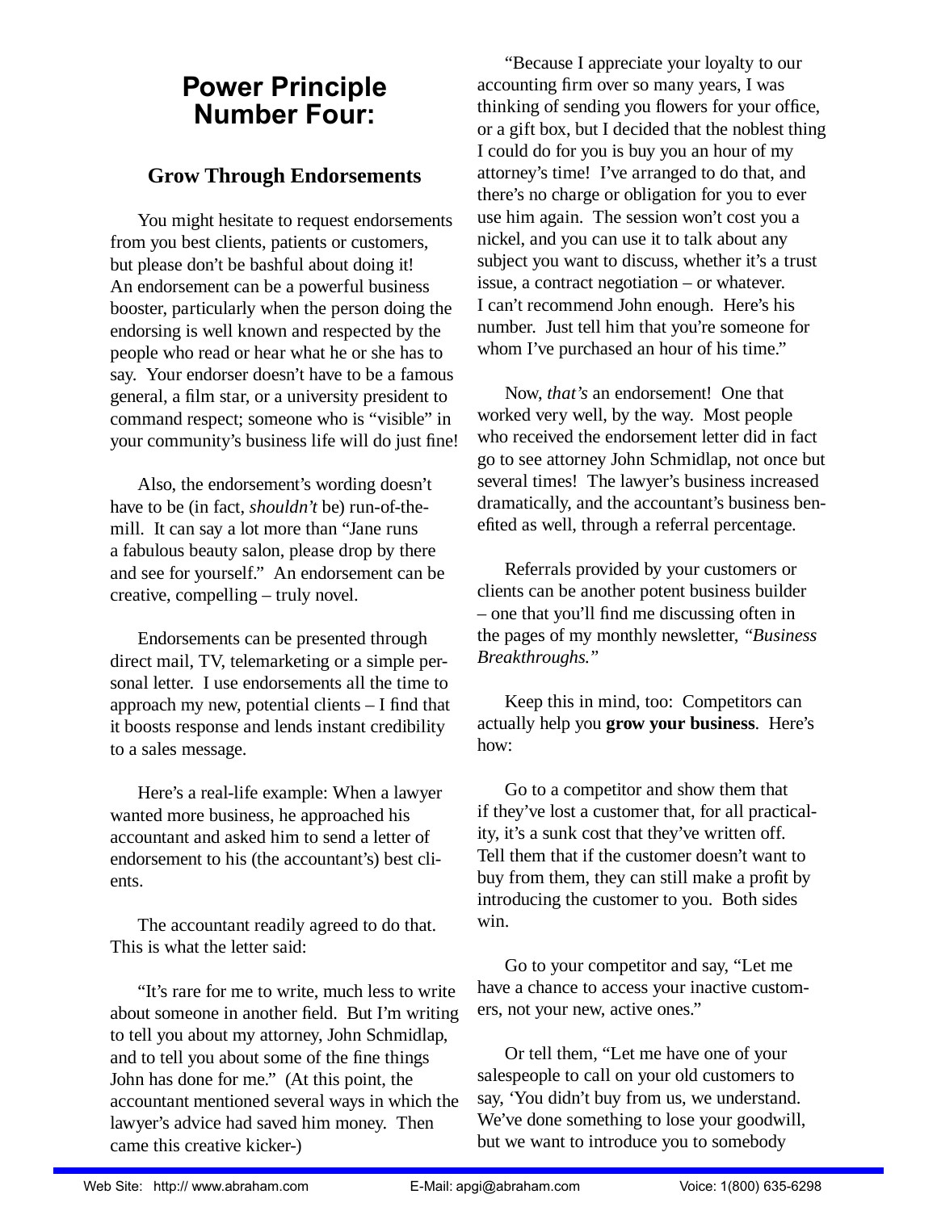# Power Principle Number Four:

## Grow Through Endorsements

You might hesitate to request endorsements from you best clients, patients or customers, but please don't be bashful about doing it! An endorsement can be a powerful business booster, particularly when the person doing the endorsing is well known and respected by the people who read or hear what he or she has to say. Your endorser doesn't have to be a famous general, a film star, or a university president to command respect; someone who is "visible" in your community's business life will do just fine!

Also, the endorsement's wording doesn't have to be (in fact, *shouldn't* be) run-of-the-mill. It can say a lot more than "Jane runs a fabulous beauty salon, please drop by there and see for yourself." An endorsement can be creative, compelling – truly novel.

Endorsements can be presented through direct mail, TV, telemarketing or a simple personal letter. I use endorsements all the time to approach my new, potential clients – I find that it boosts response and lends instant credibility to a sales message.

Here's a real-life example: When a lawyer wanted more business, he approached his accountant and asked him to send a letter of endorsement to his (the accountant's) best clients.

The accountant readily agreed to do that. This is what the letter said:

"It's rare for me to write, much less to write about someone in another field. But I'm writing to tell you about my attorney, John Schmidlap, and to tell you about some of the fine things John has done for me." (At this point, the accountant mentioned several ways in which the lawyer's advice had saved him money. Then came this creative kicker-)

"Because I appreciate your loyalty to our accounting firm over so many years, I was thinking of sending you flowers for your office, or a gift box, but I decided that the noblest thing I could do for you is buy you an hour of my attorney's time! I've arranged to do that, and there's no charge or obligation for you to ever use him again. The session won't cost you a nickel, and you can use it to talk about any subject you want to discuss, whether it's a trust issue, a contract negotiation – or whatever. I can't recommend John enough. Here's his number. Just tell him that you're someone for whom I've purchased an hour of his time."

Now, *that's* an endorsement! One that worked very well, by the way. Most people who received the endorsement letter did in fact go to see attorney John Schmidlap, not once but several times! The lawyer's business increased dramatically, and the accountant's business benefited as well, through a referral percentage.

Referrals provided by your customers or clients can be another potent business builder – one that you'll find me discussing often in the pages of my monthly newsletter, *"Business Breakthroughs."*

Keep this in mind, too: Competitors can actually help you **grow your business**. Here's how:

Go to a competitor and show them that if they've lost a customer that, for all practicality, it's a sunk cost that they've written off. Tell them that if the customer doesn't want to buy from them, they can still make a profit by introducing the customer to you. Both sides win.

Go to your competitor and say, "Let me have a chance to access your inactive customers, not your new, active ones."

Or tell them, "Let me have one of your salespeople to call on your old customers to say, 'You didn't buy from us, we understand. We've done something to lose your goodwill, but we want to introduce you to somebody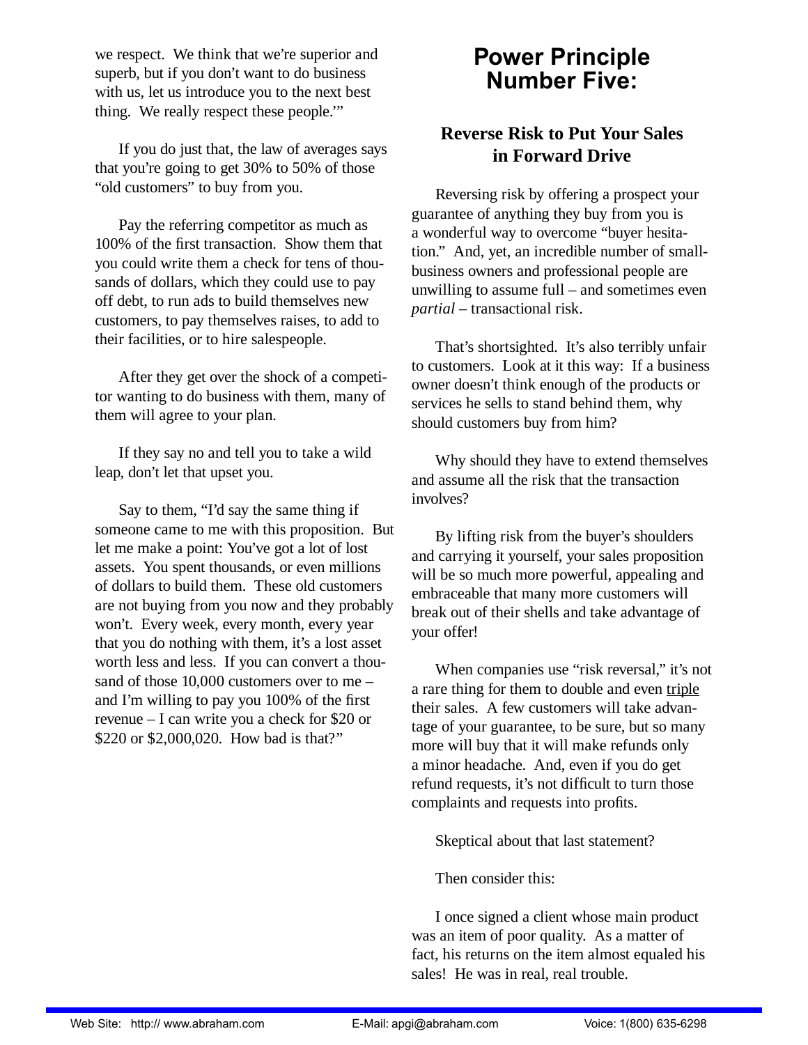we respect. We think that we're superior and superb, but if you don't want to do business with us, let us introduce you to the next best thing. We really respect these people.'"

If you do just that, the law of averages says that you're going to get 30% to 50% of those "old customers" to buy from you.

Pay the referring competitor as much as 100% of the first transaction. Show them that you could write them a check for tens of thousands of dollars, which they could use to pay off debt, to run ads to build themselves new customers, to pay themselves raises, to add to their facilities, or to hire salespeople.

After they get over the shock of a competitor wanting to do business with them, many of them will agree to your plan.

If they say no and tell you to take a wild leap, don't let that upset you.

Say to them, "I'd say the same thing if someone came to me with this proposition. But let me make a point: You've got a lot of lost assets. You spent thousands, or even millions of dollars to build them. These old customers are not buying from you now and they probably won't. Every week, every month, every year that you do nothing with them, it's a lost asset worth less and less. If you can convert a thousand of those 10,000 customers over to me – and I'm willing to pay you 100% of the first revenue – I can write you a check for $20 or $220 or $2,000,020. How bad is that?"

# Power Principle Number Five:

## Reverse Risk to Put Your Sales in Forward Drive

Reversing risk by offering a prospect your guarantee of anything they buy from you is a wonderful way to overcome "buyer hesitation." And, yet, an incredible number of small-business owners and professional people are unwilling to assume full – and sometimes even *partial* – transactional risk.

That's shortsighted. It's also terribly unfair to customers. Look at it this way: If a business owner doesn't think enough of the products or services he sells to stand behind them, why should customers buy from him?

Why should they have to extend themselves and assume all the risk that the transaction involves?

By lifting risk from the buyer's shoulders and carrying it yourself, your sales proposition will be so much more powerful, appealing and embraceable that many more customers will break out of their shells and take advantage of your offer!

When companies use "risk reversal," it's not a rare thing for them to double and even <u>triple</u> their sales. A few customers will take advantage of your guarantee, to be sure, but so many more will buy that it will make refunds only a minor headache. And, even if you do get refund requests, it's not difficult to turn those complaints and requests into profits.

Skeptical about that last statement?

Then consider this:

I once signed a client whose main product was an item of poor quality. As a matter of fact, his returns on the item almost equaled his sales! He was in real, real trouble.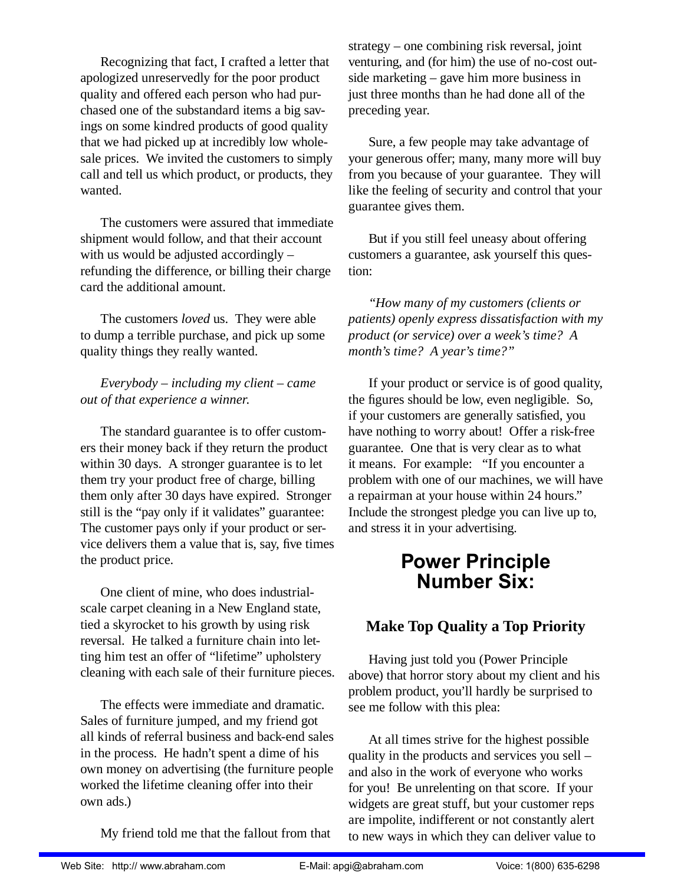Recognizing that fact, I crafted a letter that apologized unreservedly for the poor product quality and offered each person who had purchased one of the substandard items a big savings on some kindred products of good quality that we had picked up at incredibly low wholesale prices. We invited the customers to simply call and tell us which product, or products, they wanted.

The customers were assured that immediate shipment would follow, and that their account with us would be adjusted accordingly – refunding the difference, or billing their charge card the additional amount.

The customers *loved* us. They were able to dump a terrible purchase, and pick up some quality things they really wanted.

*Everybody – including my client – came out of that experience a winner.*

The standard guarantee is to offer customers their money back if they return the product within 30 days. A stronger guarantee is to let them try your product free of charge, billing them only after 30 days have expired. Stronger still is the "pay only if it validates" guarantee: The customer pays only if your product or service delivers them a value that is, say, five times the product price.

One client of mine, who does industrial-scale carpet cleaning in a New England state, tied a skyrocket to his growth by using risk reversal. He talked a furniture chain into letting him test an offer of "lifetime" upholstery cleaning with each sale of their furniture pieces.

The effects were immediate and dramatic. Sales of furniture jumped, and my friend got all kinds of referral business and back-end sales in the process. He hadn't spent a dime of his own money on advertising (the furniture people worked the lifetime cleaning offer into their own ads.)

My friend told me that the fallout from that strategy – one combining risk reversal, joint venturing, and (for him) the use of no-cost outside marketing – gave him more business in just three months than he had done all of the preceding year.

Sure, a few people may take advantage of your generous offer; many, many more will buy from you because of your guarantee. They will like the feeling of security and control that your guarantee gives them.

But if you still feel uneasy about offering customers a guarantee, ask yourself this question:

*"How many of my customers (clients or patients) openly express dissatisfaction with my product (or service) over a week's time? A month's time? A year's time?"*

If your product or service is of good quality, the figures should be low, even negligible. So, if your customers are generally satisfied, you have nothing to worry about! Offer a risk-free guarantee. One that is very clear as to what it means. For example: "If you encounter a problem with one of our machines, we will have a repairman at your house within 24 hours." Include the strongest pledge you can live up to, and stress it in your advertising.

## Power Principle Number Six:

### Make Top Quality a Top Priority

Having just told you (Power Principle above) that horror story about my client and his problem product, you'll hardly be surprised to see me follow with this plea:

At all times strive for the highest possible quality in the products and services you sell – and also in the work of everyone who works for you! Be unrelenting on that score. If your widgets are great stuff, but your customer reps are impolite, indifferent or not constantly alert to new ways in which they can deliver value to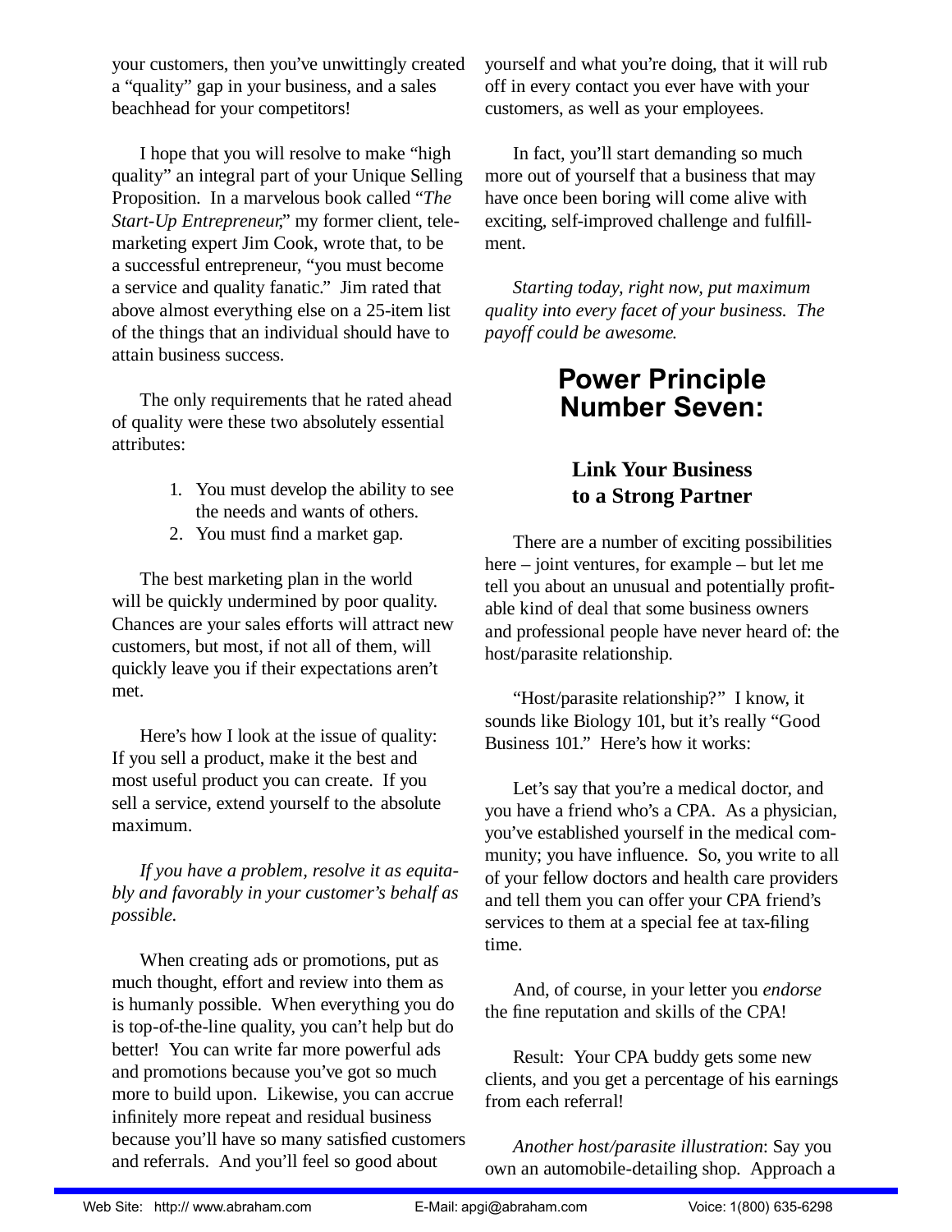your customers, then you've unwittingly created a "quality" gap in your business, and a sales beachhead for your competitors!

I hope that you will resolve to make "high quality" an integral part of your Unique Selling Proposition. In a marvelous book called "*The Start-Up Entrepreneur*," my former client, telemarketing expert Jim Cook, wrote that, to be a successful entrepreneur, "you must become a service and quality fanatic." Jim rated that above almost everything else on a 25-item list of the things that an individual should have to attain business success.

The only requirements that he rated ahead of quality were these two absolutely essential attributes:

1. You must develop the ability to see the needs and wants of others.
2. You must find a market gap.

The best marketing plan in the world will be quickly undermined by poor quality. Chances are your sales efforts will attract new customers, but most, if not all of them, will quickly leave you if their expectations aren't met.

Here's how I look at the issue of quality: If you sell a product, make it the best and most useful product you can create. If you sell a service, extend yourself to the absolute maximum.

*If you have a problem, resolve it as equitably and favorably in your customer's behalf as possible.*

When creating ads or promotions, put as much thought, effort and review into them as is humanly possible. When everything you do is top-of-the-line quality, you can't help but do better! You can write far more powerful ads and promotions because you've got so much more to build upon. Likewise, you can accrue infinitely more repeat and residual business because you'll have so many satisfied customers and referrals. And you'll feel so good about yourself and what you're doing, that it will rub off in every contact you ever have with your customers, as well as your employees.

In fact, you'll start demanding so much more out of yourself that a business that may have once been boring will come alive with exciting, self-improved challenge and fulfillment.

*Starting today, right now, put maximum quality into every facet of your business. The payoff could be awesome.*

## Power Principle Number Seven:

### Link Your Business to a Strong Partner

There are a number of exciting possibilities here – joint ventures, for example – but let me tell you about an unusual and potentially profitable kind of deal that some business owners and professional people have never heard of: the host/parasite relationship.

"Host/parasite relationship?" I know, it sounds like Biology 101, but it's really "Good Business 101." Here's how it works:

Let's say that you're a medical doctor, and you have a friend who's a CPA. As a physician, you've established yourself in the medical community; you have influence. So, you write to all of your fellow doctors and health care providers and tell them you can offer your CPA friend's services to them at a special fee at tax-filing time.

And, of course, in your letter you *endorse* the fine reputation and skills of the CPA!

Result: Your CPA buddy gets some new clients, and you get a percentage of his earnings from each referral!

*Another host/parasite illustration*: Say you own an automobile-detailing shop. Approach a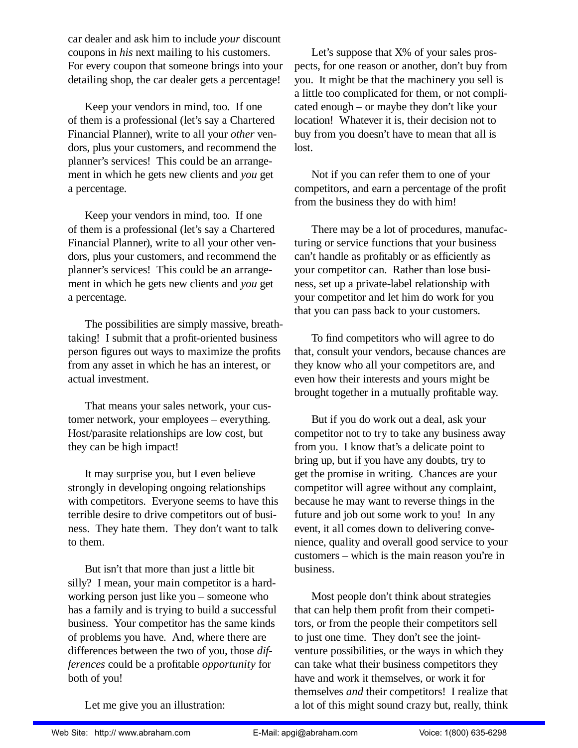car dealer and ask him to include *your* discount coupons in *his* next mailing to his customers. For every coupon that someone brings into your detailing shop, the car dealer gets a percentage!

Keep your vendors in mind, too. If one of them is a professional (let's say a Chartered Financial Planner), write to all your *other* vendors, plus your customers, and recommend the planner's services! This could be an arrangement in which he gets new clients and *you* get a percentage.

Keep your vendors in mind, too. If one of them is a professional (let's say a Chartered Financial Planner), write to all your other vendors, plus your customers, and recommend the planner's services! This could be an arrangement in which he gets new clients and *you* get a percentage.

The possibilities are simply massive, breathtaking! I submit that a profit-oriented business person figures out ways to maximize the profits from any asset in which he has an interest, or actual investment.

That means your sales network, your customer network, your employees – everything. Host/parasite relationships are low cost, but they can be high impact!

It may surprise you, but I even believe strongly in developing ongoing relationships with competitors. Everyone seems to have this terrible desire to drive competitors out of business. They hate them. They don't want to talk to them.

But isn't that more than just a little bit silly? I mean, your main competitor is a hard-working person just like you – someone who has a family and is trying to build a successful business. Your competitor has the same kinds of problems you have. And, where there are differences between the two of you, those *differences* could be a profitable *opportunity* for both of you!

Let me give you an illustration:

Let's suppose that X% of your sales prospects, for one reason or another, don't buy from you. It might be that the machinery you sell is a little too complicated for them, or not complicated enough – or maybe they don't like your location! Whatever it is, their decision not to buy from you doesn't have to mean that all is lost.

Not if you can refer them to one of your competitors, and earn a percentage of the profit from the business they do with him!

There may be a lot of procedures, manufacturing or service functions that your business can't handle as profitably or as efficiently as your competitor can. Rather than lose business, set up a private-label relationship with your competitor and let him do work for you that you can pass back to your customers.

To find competitors who will agree to do that, consult your vendors, because chances are they know who all your competitors are, and even how their interests and yours might be brought together in a mutually profitable way.

But if you do work out a deal, ask your competitor not to try to take any business away from you. I know that's a delicate point to bring up, but if you have any doubts, try to get the promise in writing. Chances are your competitor will agree without any complaint, because he may want to reverse things in the future and job out some work to you! In any event, it all comes down to delivering convenience, quality and overall good service to your customers – which is the main reason you're in business.

Most people don't think about strategies that can help them profit from their competitors, or from the people their competitors sell to just one time. They don't see the joint-venture possibilities, or the ways in which they can take what their business competitors they have and work it themselves, or work it for themselves *and* their competitors! I realize that a lot of this might sound crazy but, really, think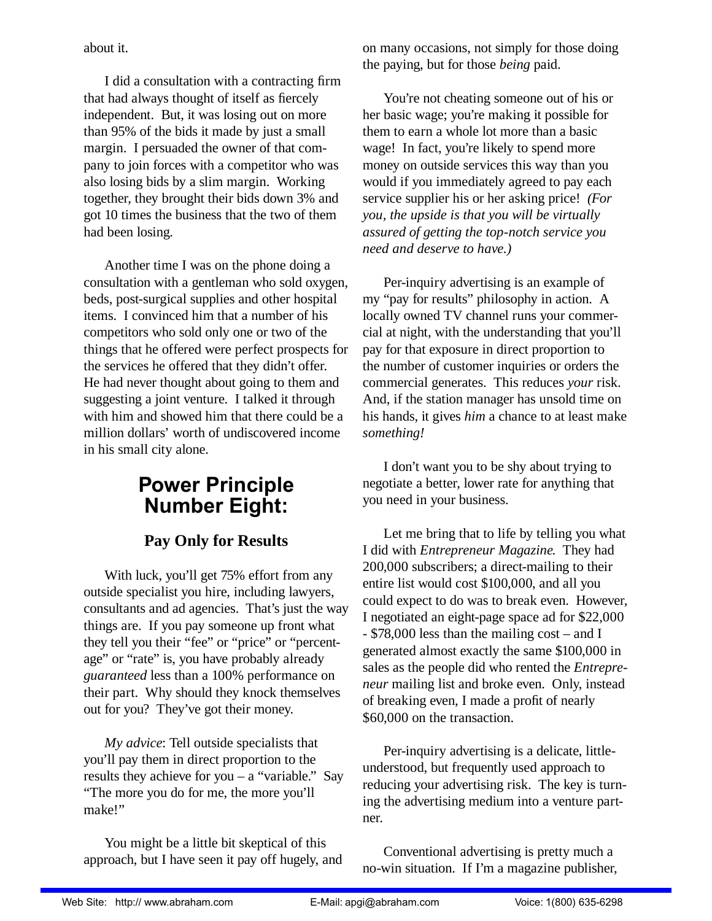about it.

I did a consultation with a contracting firm that had always thought of itself as fiercely independent. But, it was losing out on more than 95% of the bids it made by just a small margin. I persuaded the owner of that company to join forces with a competitor who was also losing bids by a slim margin. Working together, they brought their bids down 3% and got 10 times the business that the two of them had been losing.

Another time I was on the phone doing a consultation with a gentleman who sold oxygen, beds, post-surgical supplies and other hospital items. I convinced him that a number of his competitors who sold only one or two of the things that he offered were perfect prospects for the services he offered that they didn't offer. He had never thought about going to them and suggesting a joint venture. I talked it through with him and showed him that there could be a million dollars' worth of undiscovered income in his small city alone.

## Power Principle Number Eight:

### Pay Only for Results

With luck, you'll get 75% effort from any outside specialist you hire, including lawyers, consultants and ad agencies. That's just the way things are. If you pay someone up front what they tell you their "fee" or "price" or "percentage" or "rate" is, you have probably already *guaranteed* less than a 100% performance on their part. Why should they knock themselves out for you? They've got their money.

*My advice*: Tell outside specialists that you'll pay them in direct proportion to the results they achieve for you – a "variable." Say "The more you do for me, the more you'll make!"

You might be a little bit skeptical of this approach, but I have seen it pay off hugely, and on many occasions, not simply for those doing the paying, but for those *being* paid.

You're not cheating someone out of his or her basic wage; you're making it possible for them to earn a whole lot more than a basic wage! In fact, you're likely to spend more money on outside services this way than you would if you immediately agreed to pay each service supplier his or her asking price! *(For you, the upside is that you will be virtually assured of getting the top-notch service you need and deserve to have.)*

Per-inquiry advertising is an example of my "pay for results" philosophy in action. A locally owned TV channel runs your commercial at night, with the understanding that you'll pay for that exposure in direct proportion to the number of customer inquiries or orders the commercial generates. This reduces *your* risk. And, if the station manager has unsold time on his hands, it gives *him* a chance to at least make *something!*

I don't want you to be shy about trying to negotiate a better, lower rate for anything that you need in your business.

Let me bring that to life by telling you what I did with *Entrepreneur Magazine*. They had 200,000 subscribers; a direct-mailing to their entire list would cost $100,000, and all you could expect to do was to break even. However, I negotiated an eight-page space ad for $22,000 - $78,000 less than the mailing cost – and I generated almost exactly the same $100,000 in sales as the people did who rented the *Entrepreneur* mailing list and broke even. Only, instead of breaking even, I made a profit of nearly $60,000 on the transaction.

Per-inquiry advertising is a delicate, little-understood, but frequently used approach to reducing your advertising risk. The key is turning the advertising medium into a venture partner.

Conventional advertising is pretty much a no-win situation. If I'm a magazine publisher,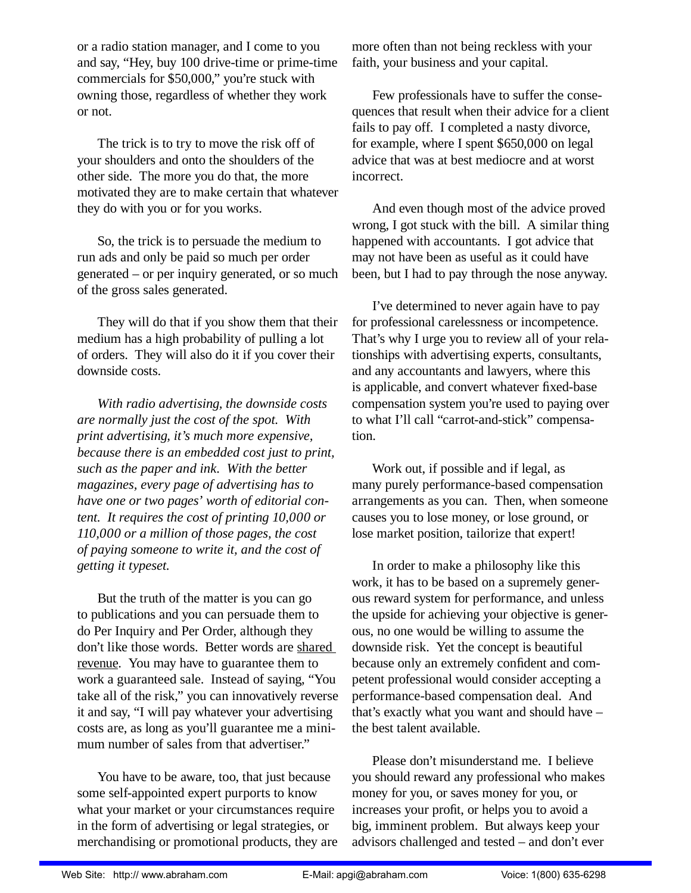or a radio station manager, and I come to you and say, "Hey, buy 100 drive-time or prime-time commercials for $50,000," you're stuck with owning those, regardless of whether they work or not.

The trick is to try to move the risk off of your shoulders and onto the shoulders of the other side. The more you do that, the more motivated they are to make certain that whatever they do with you or for you works.

So, the trick is to persuade the medium to run ads and only be paid so much per order generated – or per inquiry generated, or so much of the gross sales generated.

They will do that if you show them that their medium has a high probability of pulling a lot of orders. They will also do it if you cover their downside costs.

*With radio advertising, the downside costs are normally just the cost of the spot. With print advertising, it's much more expensive, because there is an embedded cost just to print, such as the paper and ink. With the better magazines, every page of advertising has to have one or two pages' worth of editorial content. It requires the cost of printing 10,000 or 110,000 or a million of those pages, the cost of paying someone to write it, and the cost of getting it typeset.*

But the truth of the matter is you can go to publications and you can persuade them to do Per Inquiry and Per Order, although they don't like those words. Better words are <u>shared revenue</u>. You may have to guarantee them to work a guaranteed sale. Instead of saying, "You take all of the risk," you can innovatively reverse it and say, "I will pay whatever your advertising costs are, as long as you'll guarantee me a minimum number of sales from that advertiser."

You have to be aware, too, that just because some self-appointed expert purports to know what your market or your circumstances require in the form of advertising or legal strategies, or merchandising or promotional products, they are more often than not being reckless with your faith, your business and your capital.

Few professionals have to suffer the consequences that result when their advice for a client fails to pay off. I completed a nasty divorce, for example, where I spent $650,000 on legal advice that was at best mediocre and at worst incorrect.

And even though most of the advice proved wrong, I got stuck with the bill. A similar thing happened with accountants. I got advice that may not have been as useful as it could have been, but I had to pay through the nose anyway.

I've determined to never again have to pay for professional carelessness or incompetence. That's why I urge you to review all of your relationships with advertising experts, consultants, and any accountants and lawyers, where this is applicable, and convert whatever fixed-base compensation system you're used to paying over to what I'll call "carrot-and-stick" compensation.

Work out, if possible and if legal, as many purely performance-based compensation arrangements as you can. Then, when someone causes you to lose money, or lose ground, or lose market position, tailorize that expert!

In order to make a philosophy like this work, it has to be based on a supremely generous reward system for performance, and unless the upside for achieving your objective is generous, no one would be willing to assume the downside risk. Yet the concept is beautiful because only an extremely confident and competent professional would consider accepting a performance-based compensation deal. And that's exactly what you want and should have – the best talent available.

Please don't misunderstand me. I believe you should reward any professional who makes money for you, or saves money for you, or increases your profit, or helps you to avoid a big, imminent problem. But always keep your advisors challenged and tested – and don't ever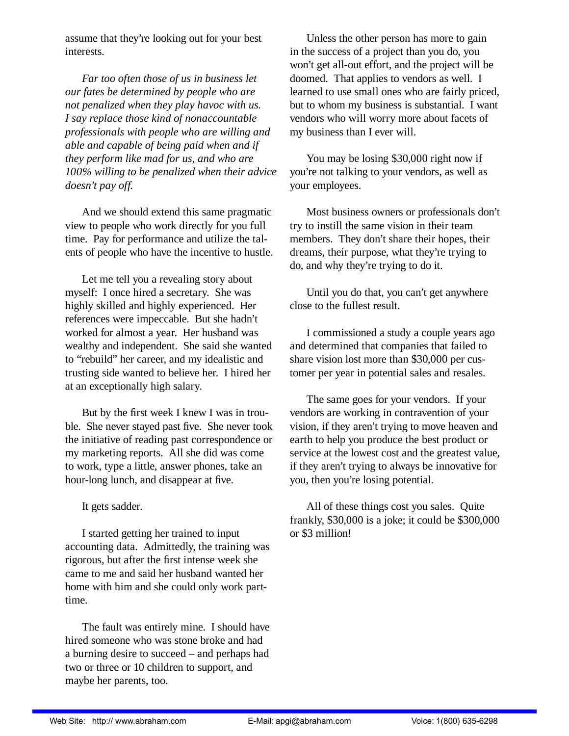assume that they're looking out for your best interests.

*Far too often those of us in business let our fates be determined by people who are not penalized when they play havoc with us. I say replace those kind of nonaccountable professionals with people who are willing and able and capable of being paid when and if they perform like mad for us, and who are 100% willing to be penalized when their advice doesn't pay off.*

And we should extend this same pragmatic view to people who work directly for you full time. Pay for performance and utilize the talents of people who have the incentive to hustle.

Let me tell you a revealing story about myself: I once hired a secretary. She was highly skilled and highly experienced. Her references were impeccable. But she hadn't worked for almost a year. Her husband was wealthy and independent. She said she wanted to "rebuild" her career, and my idealistic and trusting side wanted to believe her. I hired her at an exceptionally high salary.

But by the first week I knew I was in trouble. She never stayed past five. She never took the initiative of reading past correspondence or my marketing reports. All she did was come to work, type a little, answer phones, take an hour-long lunch, and disappear at five.

It gets sadder.

I started getting her trained to input accounting data. Admittedly, the training was rigorous, but after the first intense week she came to me and said her husband wanted her home with him and she could only work part-time.

The fault was entirely mine. I should have hired someone who was stone broke and had a burning desire to succeed – and perhaps had two or three or 10 children to support, and maybe her parents, too.

Unless the other person has more to gain in the success of a project than you do, you won't get all-out effort, and the project will be doomed. That applies to vendors as well. I learned to use small ones who are fairly priced, but to whom my business is substantial. I want vendors who will worry more about facets of my business than I ever will.

You may be losing $30,000 right now if you're not talking to your vendors, as well as your employees.

Most business owners or professionals don't try to instill the same vision in their team members. They don't share their hopes, their dreams, their purpose, what they're trying to do, and why they're trying to do it.

Until you do that, you can't get anywhere close to the fullest result.

I commissioned a study a couple years ago and determined that companies that failed to share vision lost more than $30,000 per customer per year in potential sales and resales.

The same goes for your vendors. If your vendors are working in contravention of your vision, if they aren't trying to move heaven and earth to help you produce the best product or service at the lowest cost and the greatest value, if they aren't trying to always be innovative for you, then you're losing potential.

All of these things cost you sales. Quite frankly, $30,000 is a joke; it could be $300,000 or $3 million!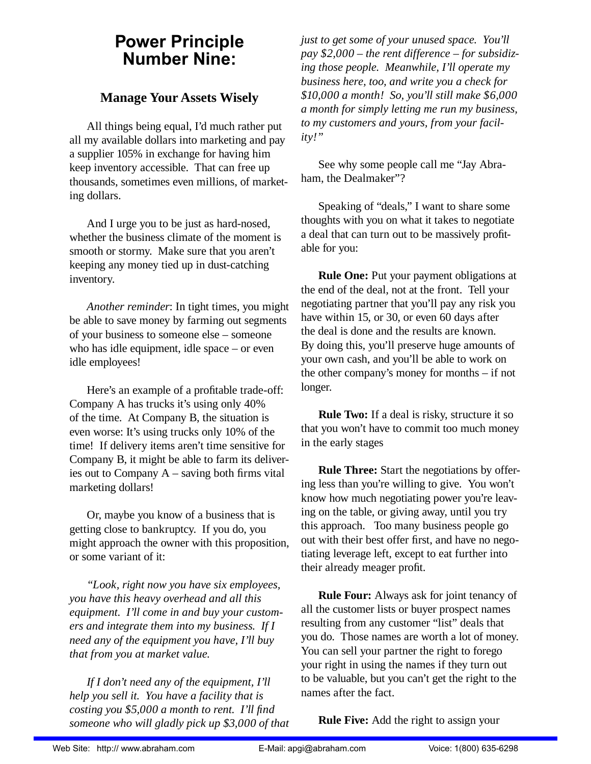# Power Principle Number Nine:

## Manage Your Assets Wisely

All things being equal, I'd much rather put all my available dollars into marketing and pay a supplier 105% in exchange for having him keep inventory accessible. That can free up thousands, sometimes even millions, of marketing dollars.

And I urge you to be just as hard-nosed, whether the business climate of the moment is smooth or stormy. Make sure that you aren't keeping any money tied up in dust-catching inventory.

*Another reminder*: In tight times, you might be able to save money by farming out segments of your business to someone else – someone who has idle equipment, idle space – or even idle employees!

Here's an example of a profitable trade-off: Company A has trucks it's using only 40% of the time. At Company B, the situation is even worse: It's using trucks only 10% of the time! If delivery items aren't time sensitive for Company B, it might be able to farm its deliveries out to Company A – saving both firms vital marketing dollars!

Or, maybe you know of a business that is getting close to bankruptcy. If you do, you might approach the owner with this proposition, or some variant of it:

*"Look, right now you have six employees, you have this heavy overhead and all this equipment. I'll come in and buy your customers and integrate them into my business. If I need any of the equipment you have, I'll buy that from you at market value.*

*If I don't need any of the equipment, I'll help you sell it. You have a facility that is costing you $5,000 a month to rent. I'll find someone who will gladly pick up $3,000 of that just to get some of your unused space. You'll pay $2,000 – the rent difference – for subsidizing those people. Meanwhile, I'll operate my business here, too, and write you a check for $10,000 a month! So, you'll still make $6,000 a month for simply letting me run my business, to my customers and yours, from your facility!"*

See why some people call me "Jay Abraham, the Dealmaker"?

Speaking of "deals," I want to share some thoughts with you on what it takes to negotiate a deal that can turn out to be massively profitable for you:

**Rule One:** Put your payment obligations at the end of the deal, not at the front. Tell your negotiating partner that you'll pay any risk you have within 15, or 30, or even 60 days after the deal is done and the results are known. By doing this, you'll preserve huge amounts of your own cash, and you'll be able to work on the other company's money for months – if not longer.

**Rule Two:** If a deal is risky, structure it so that you won't have to commit too much money in the early stages

**Rule Three:** Start the negotiations by offering less than you're willing to give. You won't know how much negotiating power you're leaving on the table, or giving away, until you try this approach. Too many business people go out with their best offer first, and have no negotiating leverage left, except to eat further into their already meager profit.

**Rule Four:** Always ask for joint tenancy of all the customer lists or buyer prospect names resulting from any customer "list" deals that you do. Those names are worth a lot of money. You can sell your partner the right to forego your right in using the names if they turn out to be valuable, but you can't get the right to the names after the fact.

**Rule Five:** Add the right to assign your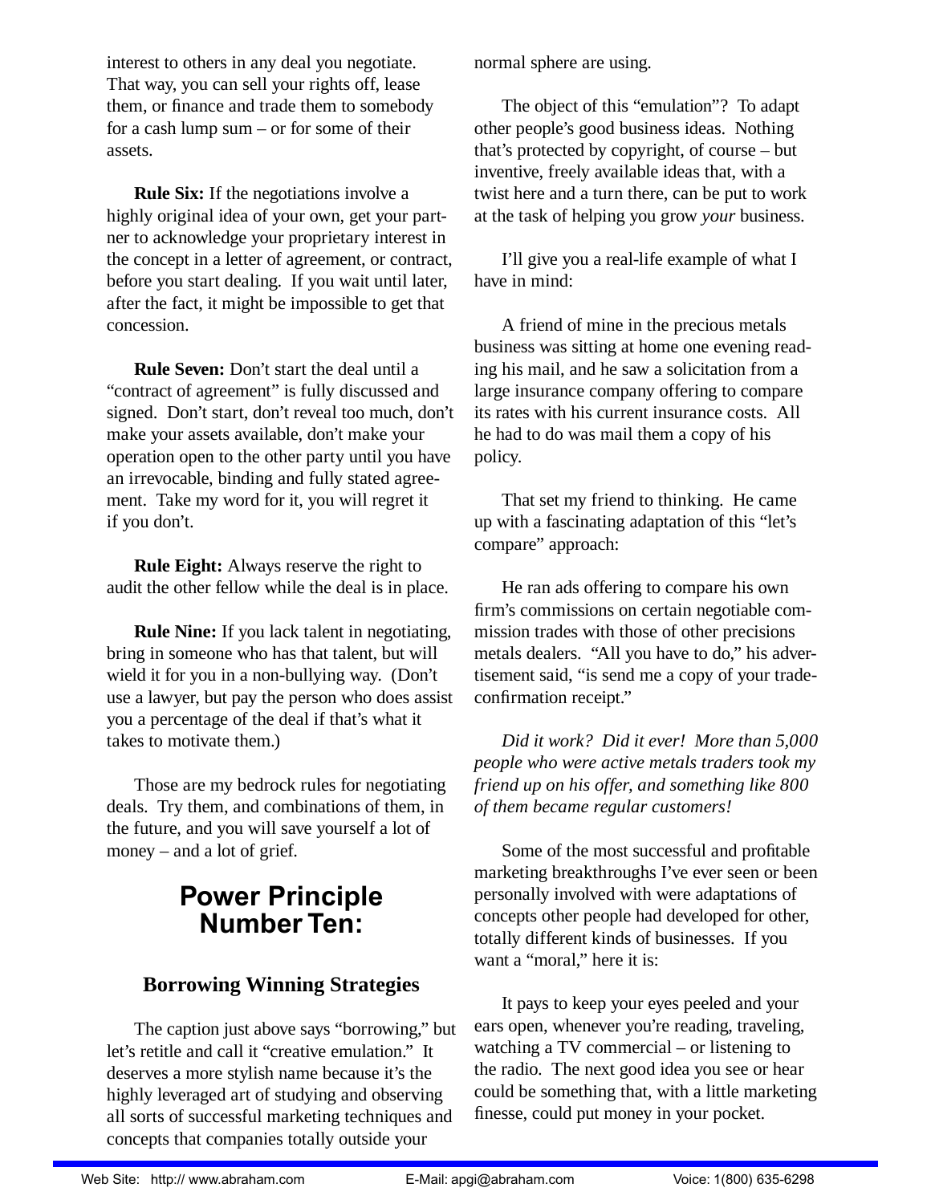interest to others in any deal you negotiate. That way, you can sell your rights off, lease them, or finance and trade them to somebody for a cash lump sum – or for some of their assets.

**Rule Six:** If the negotiations involve a highly original idea of your own, get your partner to acknowledge your proprietary interest in the concept in a letter of agreement, or contract, before you start dealing. If you wait until later, after the fact, it might be impossible to get that concession.

**Rule Seven:** Don't start the deal until a "contract of agreement" is fully discussed and signed. Don't start, don't reveal too much, don't make your assets available, don't make your operation open to the other party until you have an irrevocable, binding and fully stated agreement. Take my word for it, you will regret it if you don't.

**Rule Eight:** Always reserve the right to audit the other fellow while the deal is in place.

**Rule Nine:** If you lack talent in negotiating, bring in someone who has that talent, but will wield it for you in a non-bullying way. (Don't use a lawyer, but pay the person who does assist you a percentage of the deal if that's what it takes to motivate them.)

Those are my bedrock rules for negotiating deals. Try them, and combinations of them, in the future, and you will save yourself a lot of money – and a lot of grief.

## Power Principle Number Ten:

### Borrowing Winning Strategies

The caption just above says "borrowing," but let's retitle and call it "creative emulation." It deserves a more stylish name because it's the highly leveraged art of studying and observing all sorts of successful marketing techniques and concepts that companies totally outside your normal sphere are using.

The object of this "emulation"? To adapt other people's good business ideas. Nothing that's protected by copyright, of course – but inventive, freely available ideas that, with a twist here and a turn there, can be put to work at the task of helping you grow *your* business.

I'll give you a real-life example of what I have in mind:

A friend of mine in the precious metals business was sitting at home one evening reading his mail, and he saw a solicitation from a large insurance company offering to compare its rates with his current insurance costs. All he had to do was mail them a copy of his policy.

That set my friend to thinking. He came up with a fascinating adaptation of this "let's compare" approach:

He ran ads offering to compare his own firm's commissions on certain negotiable commission trades with those of other precisions metals dealers. "All you have to do," his advertisement said, "is send me a copy of your trade-confirmation receipt."

*Did it work? Did it ever! More than 5,000 people who were active metals traders took my friend up on his offer, and something like 800 of them became regular customers!*

Some of the most successful and profitable marketing breakthroughs I've ever seen or been personally involved with were adaptations of concepts other people had developed for other, totally different kinds of businesses. If you want a "moral," here it is:

It pays to keep your eyes peeled and your ears open, whenever you're reading, traveling, watching a TV commercial – or listening to the radio. The next good idea you see or hear could be something that, with a little marketing finesse, could put money in your pocket.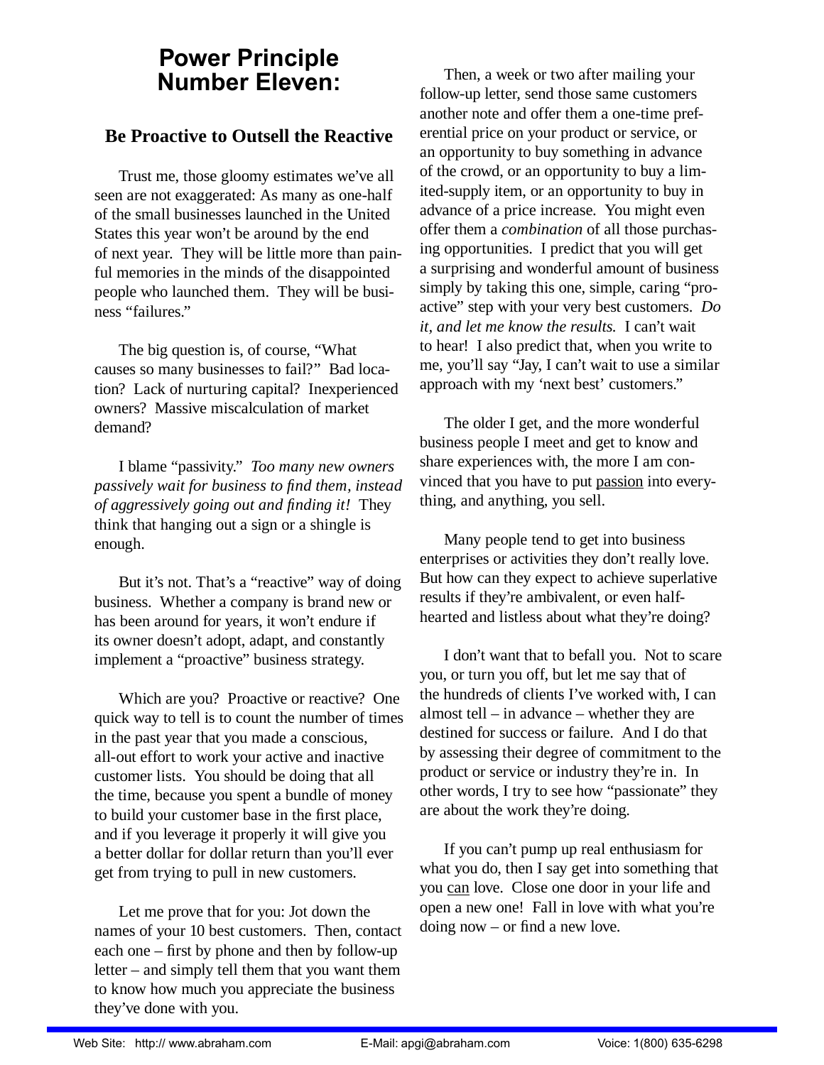# Power Principle Number Eleven:

## Be Proactive to Outsell the Reactive

Trust me, those gloomy estimates we've all seen are not exaggerated: As many as one-half of the small businesses launched in the United States this year won't be around by the end of next year. They will be little more than painful memories in the minds of the disappointed people who launched them. They will be business "failures."

The big question is, of course, "What causes so many businesses to fail?" Bad location? Lack of nurturing capital? Inexperienced owners? Massive miscalculation of market demand?

I blame "passivity." *Too many new owners passively wait for business to find them, instead of aggressively going out and finding it!* They think that hanging out a sign or a shingle is enough.

But it's not. That's a "reactive" way of doing business. Whether a company is brand new or has been around for years, it won't endure if its owner doesn't adopt, adapt, and constantly implement a "proactive" business strategy.

Which are you? Proactive or reactive? One quick way to tell is to count the number of times in the past year that you made a conscious, all-out effort to work your active and inactive customer lists. You should be doing that all the time, because you spent a bundle of money to build your customer base in the first place, and if you leverage it properly it will give you a better dollar for dollar return than you'll ever get from trying to pull in new customers.

Let me prove that for you: Jot down the names of your 10 best customers. Then, contact each one – first by phone and then by follow-up letter – and simply tell them that you want them to know how much you appreciate the business they've done with you.

Then, a week or two after mailing your follow-up letter, send those same customers another note and offer them a one-time preferential price on your product or service, or an opportunity to buy something in advance of the crowd, or an opportunity to buy a limited-supply item, or an opportunity to buy in advance of a price increase. You might even offer them a *combination* of all those purchasing opportunities. I predict that you will get a surprising and wonderful amount of business simply by taking this one, simple, caring "proactive" step with your very best customers. *Do it, and let me know the results.* I can't wait to hear! I also predict that, when you write to me, you'll say "Jay, I can't wait to use a similar approach with my 'next best' customers."

The older I get, and the more wonderful business people I meet and get to know and share experiences with, the more I am convinced that you have to put <u>passion</u> into everything, and anything, you sell.

Many people tend to get into business enterprises or activities they don't really love. But how can they expect to achieve superlative results if they're ambivalent, or even half-hearted and listless about what they're doing?

I don't want that to befall you. Not to scare you, or turn you off, but let me say that of the hundreds of clients I've worked with, I can almost tell – in advance – whether they are destined for success or failure. And I do that by assessing their degree of commitment to the product or service or industry they're in. In other words, I try to see how "passionate" they are about the work they're doing.

If you can't pump up real enthusiasm for what you do, then I say get into something that you <u>can</u> love. Close one door in your life and open a new one! Fall in love with what you're doing now – or find a new love.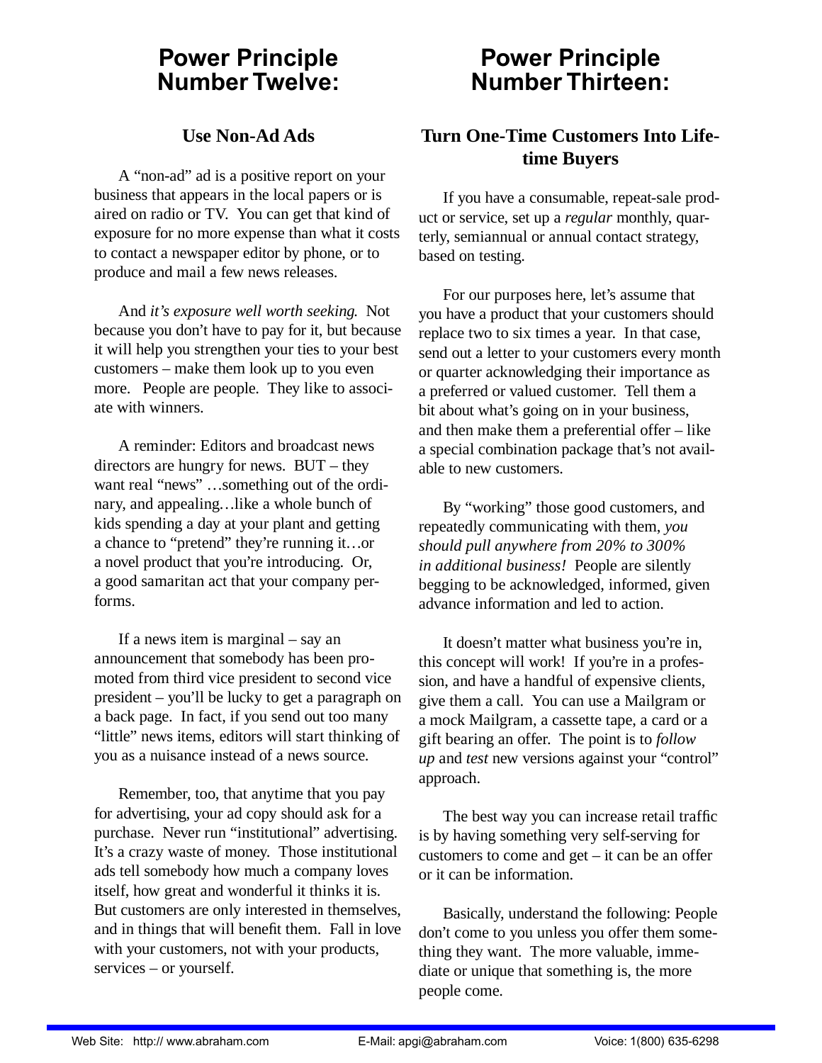# Power Principle Number Twelve:

### Use Non-Ad Ads

A "non-ad" ad is a positive report on your business that appears in the local papers or is aired on radio or TV. You can get that kind of exposure for no more expense than what it costs to contact a newspaper editor by phone, or to produce and mail a few news releases.

And *it's exposure well worth seeking.* Not because you don't have to pay for it, but because it will help you strengthen your ties to your best customers – make them look up to you even more. People are people. They like to associate with winners.

A reminder: Editors and broadcast news directors are hungry for news. BUT – they want real "news" …something out of the ordinary, and appealing…like a whole bunch of kids spending a day at your plant and getting a chance to "pretend" they're running it…or a novel product that you're introducing. Or, a good samaritan act that your company performs.

If a news item is marginal – say an announcement that somebody has been promoted from third vice president to second vice president – you'll be lucky to get a paragraph on a back page. In fact, if you send out too many "little" news items, editors will start thinking of you as a nuisance instead of a news source.

Remember, too, that anytime that you pay for advertising, your ad copy should ask for a purchase. Never run "institutional" advertising. It's a crazy waste of money. Those institutional ads tell somebody how much a company loves itself, how great and wonderful it thinks it is. But customers are only interested in themselves, and in things that will benefit them. Fall in love with your customers, not with your products, services – or yourself.

# Power Principle Number Thirteen:

### Turn One-Time Customers Into Lifetime Buyers

If you have a consumable, repeat-sale product or service, set up a *regular* monthly, quarterly, semiannual or annual contact strategy, based on testing.

For our purposes here, let's assume that you have a product that your customers should replace two to six times a year. In that case, send out a letter to your customers every month or quarter acknowledging their importance as a preferred or valued customer. Tell them a bit about what's going on in your business, and then make them a preferential offer – like a special combination package that's not available to new customers.

By "working" those good customers, and repeatedly communicating with them, *you should pull anywhere from 20% to 300% in additional business!* People are silently begging to be acknowledged, informed, given advance information and led to action.

It doesn't matter what business you're in, this concept will work! If you're in a profession, and have a handful of expensive clients, give them a call. You can use a Mailgram or a mock Mailgram, a cassette tape, a card or a gift bearing an offer. The point is to *follow up* and *test* new versions against your "control" approach.

The best way you can increase retail traffic is by having something very self-serving for customers to come and get – it can be an offer or it can be information.

Basically, understand the following: People don't come to you unless you offer them something they want. The more valuable, immediate or unique that something is, the more people come.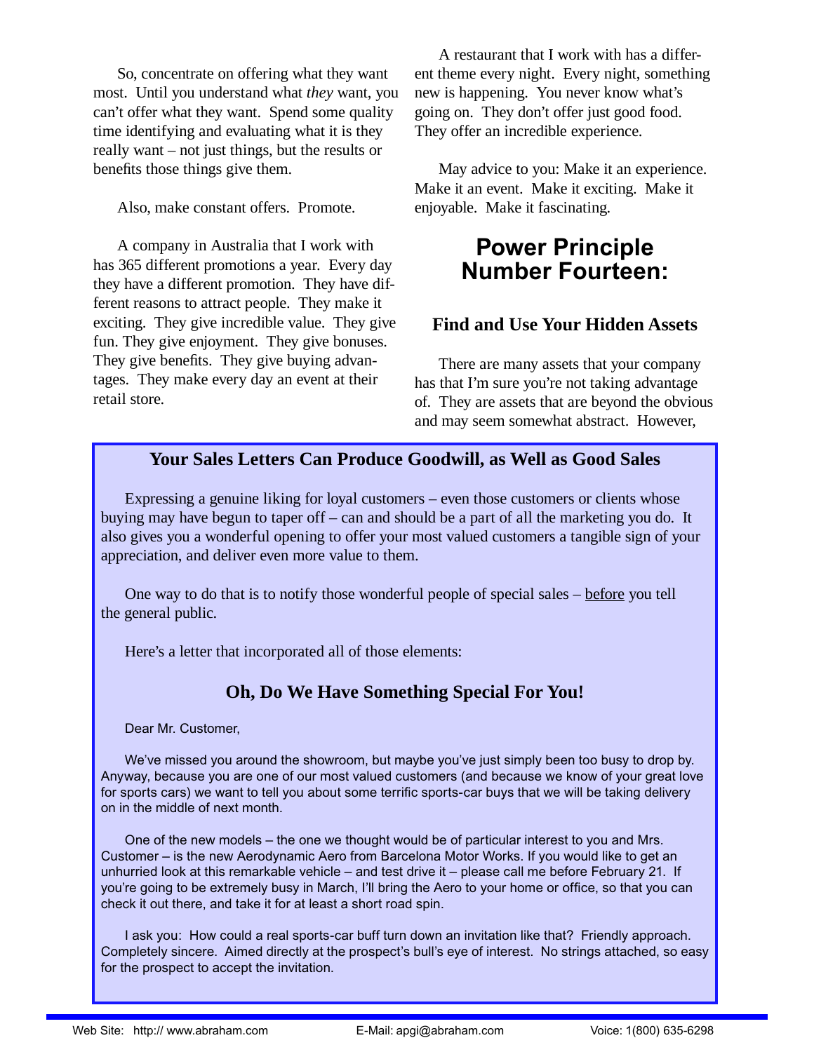So, concentrate on offering what they want most. Until you understand what *they* want, you can't offer what they want. Spend some quality time identifying and evaluating what it is they really want – not just things, but the results or benefits those things give them.

Also, make constant offers. Promote.

A company in Australia that I work with has 365 different promotions a year. Every day they have a different promotion. They have different reasons to attract people. They make it exciting. They give incredible value. They give fun. They give enjoyment. They give bonuses. They give benefits. They give buying advantages. They make every day an event at their retail store.

A restaurant that I work with has a different theme every night. Every night, something new is happening. You never know what's going on. They don't offer just good food. They offer an incredible experience.

May advice to you: Make it an experience. Make it an event. Make it exciting. Make it enjoyable. Make it fascinating.

# Power Principle Number Fourteen:

## Find and Use Your Hidden Assets

There are many assets that your company has that I'm sure you're not taking advantage of. They are assets that are beyond the obvious and may seem somewhat abstract. However,

### Your Sales Letters Can Produce Goodwill, as Well as Good Sales

Expressing a genuine liking for loyal customers – even those customers or clients whose buying may have begun to taper off – can and should be a part of all the marketing you do. It also gives you a wonderful opening to offer your most valued customers a tangible sign of your appreciation, and deliver even more value to them.

One way to do that is to notify those wonderful people of special sales – <u>before</u> you tell the general public.

Here's a letter that incorporated all of those elements:

### Oh, Do We Have Something Special For You!

Dear Mr. Customer,

We've missed you around the showroom, but maybe you've just simply been too busy to drop by. Anyway, because you are one of our most valued customers (and because we know of your great love for sports cars) we want to tell you about some terrific sports-car buys that we will be taking delivery on in the middle of next month.

One of the new models – the one we thought would be of particular interest to you and Mrs. Customer – is the new Aerodynamic Aero from Barcelona Motor Works. If you would like to get an unhurried look at this remarkable vehicle – and test drive it – please call me before February 21. If you're going to be extremely busy in March, I'll bring the Aero to your home or office, so that you can check it out there, and take it for at least a short road spin.

I ask you: How could a real sports-car buff turn down an invitation like that? Friendly approach. Completely sincere. Aimed directly at the prospect's bull's eye of interest. No strings attached, so easy for the prospect to accept the invitation.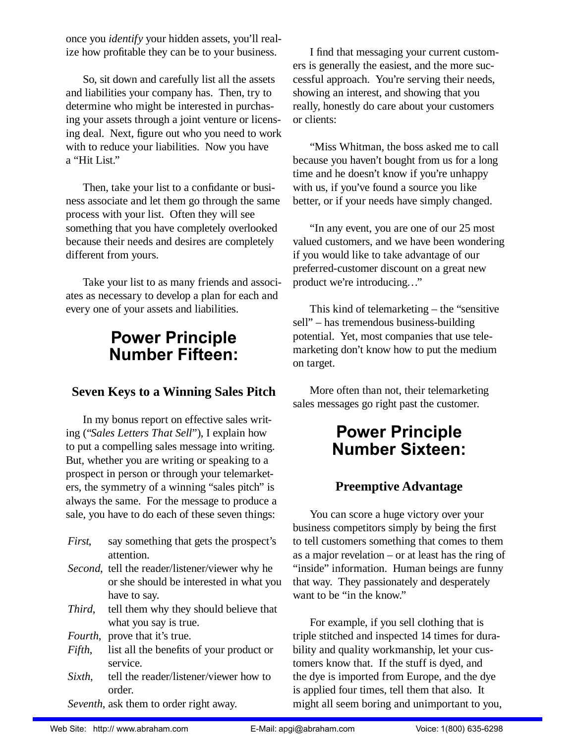once you *identify* your hidden assets, you'll realize how profitable they can be to your business.

So, sit down and carefully list all the assets and liabilities your company has. Then, try to determine who might be interested in purchasing your assets through a joint venture or licensing deal. Next, figure out who you need to work with to reduce your liabilities. Now you have a "Hit List."

Then, take your list to a confidante or business associate and let them go through the same process with your list. Often they will see something that you have completely overlooked because their needs and desires are completely different from yours.

Take your list to as many friends and associates as necessary to develop a plan for each and every one of your assets and liabilities.

# Power Principle Number Fifteen:

## Seven Keys to a Winning Sales Pitch

In my bonus report on effective sales writing ("*Sales Letters That Sell*"), I explain how to put a compelling sales message into writing. But, whether you are writing or speaking to a prospect in person or through your telemarketers, the symmetry of a winning "sales pitch" is always the same. For the message to produce a sale, you have to do each of these seven things:

- *First*, say something that gets the prospect's attention.
- *Second*, tell the reader/listener/viewer why he or she should be interested in what you have to say.
- *Third*, tell them why they should believe that what you say is true.
- *Fourth*, prove that it's true.
- *Fifth*, list all the benefits of your product or service.
- *Sixth*, tell the reader/listener/viewer how to order.
- *Seventh*, ask them to order right away.

I find that messaging your current customers is generally the easiest, and the more successful approach. You're serving their needs, showing an interest, and showing that you really, honestly do care about your customers or clients:

"Miss Whitman, the boss asked me to call because you haven't bought from us for a long time and he doesn't know if you're unhappy with us, if you've found a source you like better, or if your needs have simply changed.

"In any event, you are one of our 25 most valued customers, and we have been wondering if you would like to take advantage of our preferred-customer discount on a great new product we're introducing…"

This kind of telemarketing – the "sensitive sell" – has tremendous business-building potential. Yet, most companies that use telemarketing don't know how to put the medium on target.

More often than not, their telemarketing sales messages go right past the customer.

# Power Principle Number Sixteen:

## Preemptive Advantage

You can score a huge victory over your business competitors simply by being the first to tell customers something that comes to them as a major revelation – or at least has the ring of "inside" information. Human beings are funny that way. They passionately and desperately want to be "in the know."

For example, if you sell clothing that is triple stitched and inspected 14 times for durability and quality workmanship, let your customers know that. If the stuff is dyed, and the dye is imported from Europe, and the dye is applied four times, tell them that also. It might all seem boring and unimportant to you,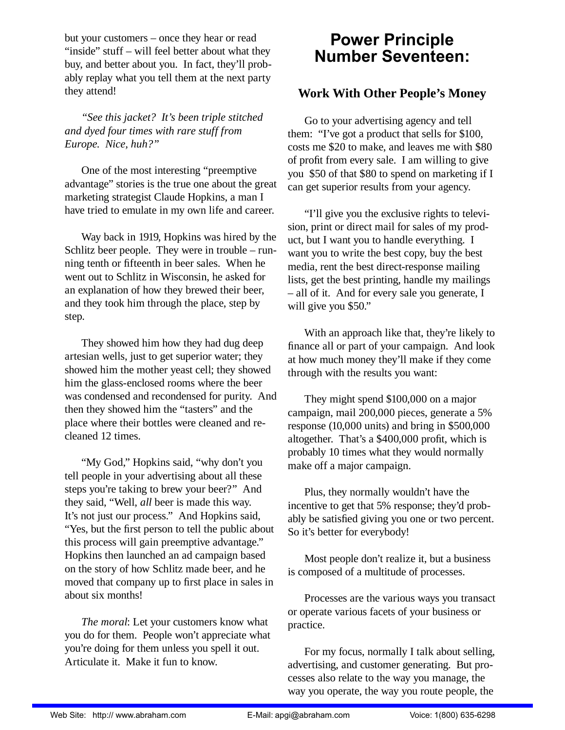but your customers – once they hear or read "inside" stuff – will feel better about what they buy, and better about you. In fact, they'll probably replay what you tell them at the next party they attend!

*"See this jacket? It's been triple stitched and dyed four times with rare stuff from Europe. Nice, huh?"*

One of the most interesting "preemptive advantage" stories is the true one about the great marketing strategist Claude Hopkins, a man I have tried to emulate in my own life and career.

Way back in 1919, Hopkins was hired by the Schlitz beer people. They were in trouble – running tenth or fifteenth in beer sales. When he went out to Schlitz in Wisconsin, he asked for an explanation of how they brewed their beer, and they took him through the place, step by step.

They showed him how they had dug deep artesian wells, just to get superior water; they showed him the mother yeast cell; they showed him the glass-enclosed rooms where the beer was condensed and recondensed for purity. And then they showed him the "tasters" and the place where their bottles were cleaned and re-cleaned 12 times.

"My God," Hopkins said, "why don't you tell people in your advertising about all these steps you're taking to brew your beer?" And they said, "Well, *all* beer is made this way. It's not just our process." And Hopkins said, "Yes, but the first person to tell the public about this process will gain preemptive advantage." Hopkins then launched an ad campaign based on the story of how Schlitz made beer, and he moved that company up to first place in sales in about six months!

*The moral*: Let your customers know what you do for them. People won't appreciate what you're doing for them unless you spell it out. Articulate it. Make it fun to know.

# Power Principle Number Seventeen:

## Work With Other People's Money

Go to your advertising agency and tell them: "I've got a product that sells for $100, costs me $20 to make, and leaves me with $80 of profit from every sale. I am willing to give you $50 of that $80 to spend on marketing if I can get superior results from your agency.

"I'll give you the exclusive rights to television, print or direct mail for sales of my product, but I want you to handle everything. I want you to write the best copy, buy the best media, rent the best direct-response mailing lists, get the best printing, handle my mailings – all of it. And for every sale you generate, I will give you $50."

With an approach like that, they're likely to finance all or part of your campaign. And look at how much money they'll make if they come through with the results you want:

They might spend $100,000 on a major campaign, mail 200,000 pieces, generate a 5% response (10,000 units) and bring in $500,000 altogether. That's a $400,000 profit, which is probably 10 times what they would normally make off a major campaign.

Plus, they normally wouldn't have the incentive to get that 5% response; they'd probably be satisfied giving you one or two percent. So it's better for everybody!

Most people don't realize it, but a business is composed of a multitude of processes.

Processes are the various ways you transact or operate various facets of your business or practice.

For my focus, normally I talk about selling, advertising, and customer generating. But processes also relate to the way you manage, the way you operate, the way you route people, the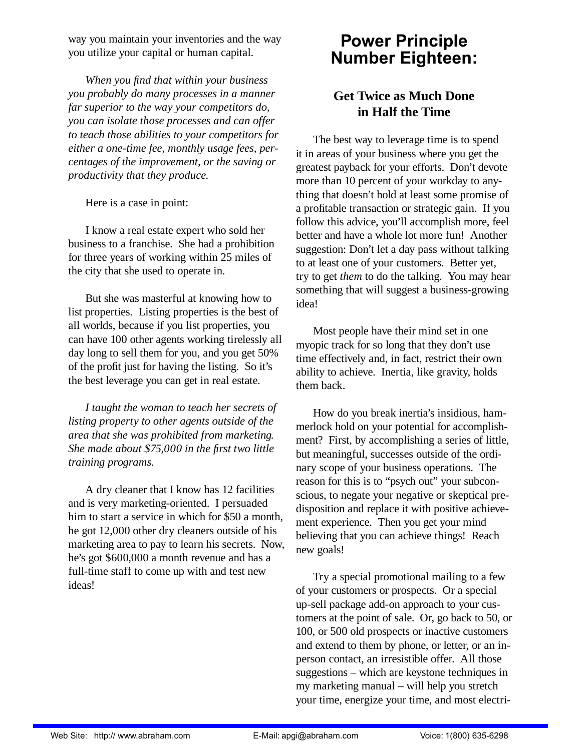way you maintain your inventories and the way you utilize your capital or human capital.

*When you find that within your business you probably do many processes in a manner far superior to the way your competitors do, you can isolate those processes and can offer to teach those abilities to your competitors for either a one-time fee, monthly usage fees, percentages of the improvement, or the saving or productivity that they produce.*

Here is a case in point:

I know a real estate expert who sold her business to a franchise. She had a prohibition for three years of working within 25 miles of the city that she used to operate in.

But she was masterful at knowing how to list properties. Listing properties is the best of all worlds, because if you list properties, you can have 100 other agents working tirelessly all day long to sell them for you, and you get 50% of the profit just for having the listing. So it's the best leverage you can get in real estate.

*I taught the woman to teach her secrets of listing property to other agents outside of the area that she was prohibited from marketing. She made about $75,000 in the first two little training programs.*

A dry cleaner that I know has 12 facilities and is very marketing-oriented. I persuaded him to start a service in which for $50 a month, he got 12,000 other dry cleaners outside of his marketing area to pay to learn his secrets. Now, he's got $600,000 a month revenue and has a full-time staff to come up with and test new ideas!

# Power Principle Number Eighteen:

## Get Twice as Much Done in Half the Time

The best way to leverage time is to spend it in areas of your business where you get the greatest payback for your efforts. Don't devote more than 10 percent of your workday to anything that doesn't hold at least some promise of a profitable transaction or strategic gain. If you follow this advice, you'll accomplish more, feel better and have a whole lot more fun! Another suggestion: Don't let a day pass without talking to at least one of your customers. Better yet, try to get *them* to do the talking. You may hear something that will suggest a business-growing idea!

Most people have their mind set in one myopic track for so long that they don't use time effectively and, in fact, restrict their own ability to achieve. Inertia, like gravity, holds them back.

How do you break inertia's insidious, hammerlock hold on your potential for accomplishment? First, by accomplishing a series of little, but meaningful, successes outside of the ordinary scope of your business operations. The reason for this is to "psych out" your subconscious, to negate your negative or skeptical predisposition and replace it with positive achievement experience. Then you get your mind believing that you <u>can</u> achieve things! Reach new goals!

Try a special promotional mailing to a few of your customers or prospects. Or a special up-sell package add-on approach to your customers at the point of sale. Or, go back to 50, or 100, or 500 old prospects or inactive customers and extend to them by phone, or letter, or an in-person contact, an irresistible offer. All those suggestions – which are keystone techniques in my marketing manual – will help you stretch your time, energize your time, and most electri-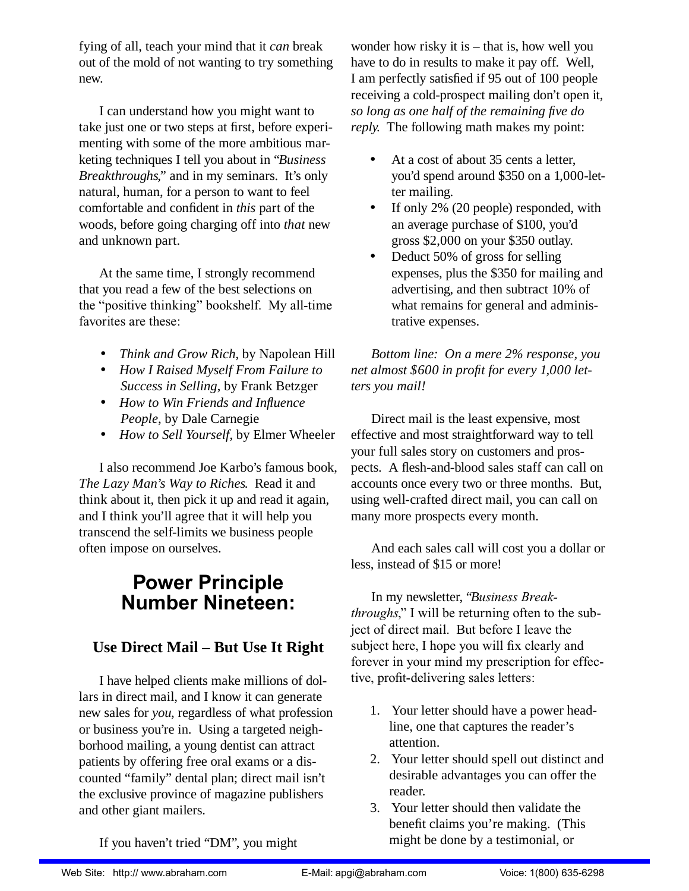fying of all, teach your mind that it *can* break out of the mold of not wanting to try something new.

I can understand how you might want to take just one or two steps at first, before experimenting with some of the more ambitious marketing techniques I tell you about in "*Business Breakthroughs*," and in my seminars. It's only natural, human, for a person to want to feel comfortable and confident in *this* part of the woods, before going charging off into *that* new and unknown part.

At the same time, I strongly recommend that you read a few of the best selections on the "positive thinking" bookshelf. My all-time favorites are these:

- *Think and Grow Rich*, by Napolean Hill
- *How I Raised Myself From Failure to Success in Selling*, by Frank Betzger
- *How to Win Friends and Influence People*, by Dale Carnegie
- *How to Sell Yourself*, by Elmer Wheeler

I also recommend Joe Karbo's famous book, *The Lazy Man's Way to Riches*. Read it and think about it, then pick it up and read it again, and I think you'll agree that it will help you transcend the self-limits we business people often impose on ourselves.

## Power Principle Number Nineteen:

### Use Direct Mail – But Use It Right

I have helped clients make millions of dollars in direct mail, and I know it can generate new sales for *you*, regardless of what profession or business you're in. Using a targeted neighborhood mailing, a young dentist can attract patients by offering free oral exams or a discounted "family" dental plan; direct mail isn't the exclusive province of magazine publishers and other giant mailers.

If you haven't tried "DM", you might wonder how risky it is – that is, how well you have to do in results to make it pay off. Well, I am perfectly satisfied if 95 out of 100 people receiving a cold-prospect mailing don't open it, *so long as one half of the remaining five do reply.* The following math makes my point:

- At a cost of about 35 cents a letter, you'd spend around $350 on a 1,000-letter mailing.
- If only 2% (20 people) responded, with an average purchase of $100, you'd gross $2,000 on your $350 outlay.
- Deduct 50% of gross for selling expenses, plus the $350 for mailing and advertising, and then subtract 10% of what remains for general and administrative expenses.

*Bottom line: On a mere 2% response, you net almost $600 in profit for every 1,000 letters you mail!*

Direct mail is the least expensive, most effective and most straightforward way to tell your full sales story on customers and prospects. A flesh-and-blood sales staff can call on accounts once every two or three months. But, using well-crafted direct mail, you can call on many more prospects every month.

And each sales call will cost you a dollar or less, instead of $15 or more!

In my newsletter, "*Business Breakthroughs*," I will be returning often to the subject of direct mail. But before I leave the subject here, I hope you will fix clearly and forever in your mind my prescription for effective, profit-delivering sales letters:

1. Your letter should have a power headline, one that captures the reader's attention.
2. Your letter should spell out distinct and desirable advantages you can offer the reader.
3. Your letter should then validate the benefit claims you're making. (This might be done by a testimonial, or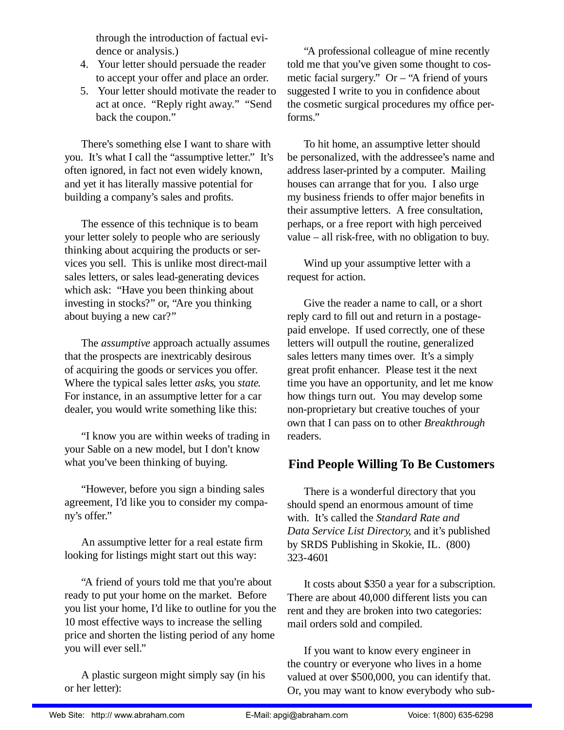through the introduction of factual evidence or analysis.)

4. Your letter should persuade the reader to accept your offer and place an order.
5. Your letter should motivate the reader to act at once. "Reply right away." "Send back the coupon."

There's something else I want to share with you. It's what I call the "assumptive letter." It's often ignored, in fact not even widely known, and yet it has literally massive potential for building a company's sales and profits.

The essence of this technique is to beam your letter solely to people who are seriously thinking about acquiring the products or services you sell. This is unlike most direct-mail sales letters, or sales lead-generating devices which ask: "Have you been thinking about investing in stocks?" or, "Are you thinking about buying a new car?"

The *assumptive* approach actually assumes that the prospects are inextricably desirous of acquiring the goods or services you offer. Where the typical sales letter *asks*, you *state*. For instance, in an assumptive letter for a car dealer, you would write something like this:

"I know you are within weeks of trading in your Sable on a new model, but I don't know what you've been thinking of buying.

"However, before you sign a binding sales agreement, I'd like you to consider my company's offer."

An assumptive letter for a real estate firm looking for listings might start out this way:

"A friend of yours told me that you're about ready to put your home on the market. Before you list your home, I'd like to outline for you the 10 most effective ways to increase the selling price and shorten the listing period of any home you will ever sell."

A plastic surgeon might simply say (in his or her letter):

"A professional colleague of mine recently told me that you've given some thought to cosmetic facial surgery." Or – "A friend of yours suggested I write to you in confidence about the cosmetic surgical procedures my office performs."

To hit home, an assumptive letter should be personalized, with the addressee's name and address laser-printed by a computer. Mailing houses can arrange that for you. I also urge my business friends to offer major benefits in their assumptive letters. A free consultation, perhaps, or a free report with high perceived value – all risk-free, with no obligation to buy.

Wind up your assumptive letter with a request for action.

Give the reader a name to call, or a short reply card to fill out and return in a postage-paid envelope. If used correctly, one of these letters will outpull the routine, generalized sales letters many times over. It's a simply great profit enhancer. Please test it the next time you have an opportunity, and let me know how things turn out. You may develop some non-proprietary but creative touches of your own that I can pass on to other *Breakthrough* readers.

## Find People Willing To Be Customers

There is a wonderful directory that you should spend an enormous amount of time with. It's called the *Standard Rate and Data Service List Directory*, and it's published by SRDS Publishing in Skokie, IL. (800) 323-4601

It costs about $350 a year for a subscription. There are about 40,000 different lists you can rent and they are broken into two categories: mail orders sold and compiled.

If you want to know every engineer in the country or everyone who lives in a home valued at over $500,000, you can identify that. Or, you may want to know everybody who sub-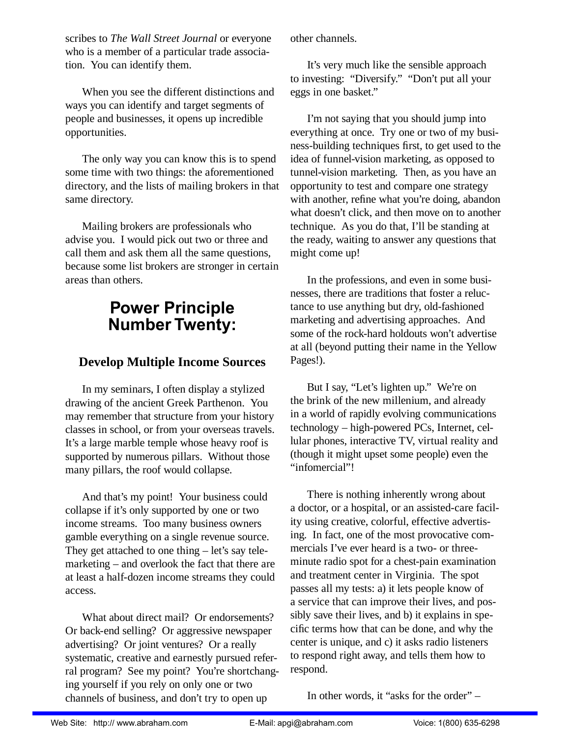scribes to *The Wall Street Journal* or everyone who is a member of a particular trade association. You can identify them.

When you see the different distinctions and ways you can identify and target segments of people and businesses, it opens up incredible opportunities.

The only way you can know this is to spend some time with two things: the aforementioned directory, and the lists of mailing brokers in that same directory.

Mailing brokers are professionals who advise you. I would pick out two or three and call them and ask them all the same questions, because some list brokers are stronger in certain areas than others.

## Power Principle Number Twenty:

### Develop Multiple Income Sources

In my seminars, I often display a stylized drawing of the ancient Greek Parthenon. You may remember that structure from your history classes in school, or from your overseas travels. It's a large marble temple whose heavy roof is supported by numerous pillars. Without those many pillars, the roof would collapse.

And that's my point! Your business could collapse if it's only supported by one or two income streams. Too many business owners gamble everything on a single revenue source. They get attached to one thing – let's say telemarketing – and overlook the fact that there are at least a half-dozen income streams they could access.

What about direct mail? Or endorsements? Or back-end selling? Or aggressive newspaper advertising? Or joint ventures? Or a really systematic, creative and earnestly pursued referral program? See my point? You're shortchanging yourself if you rely on only one or two channels of business, and don't try to open up other channels.

It's very much like the sensible approach to investing: "Diversify." "Don't put all your eggs in one basket."

I'm not saying that you should jump into everything at once. Try one or two of my business-building techniques first, to get used to the idea of funnel-vision marketing, as opposed to tunnel-vision marketing. Then, as you have an opportunity to test and compare one strategy with another, refine what you're doing, abandon what doesn't click, and then move on to another technique. As you do that, I'll be standing at the ready, waiting to answer any questions that might come up!

In the professions, and even in some businesses, there are traditions that foster a reluctance to use anything but dry, old-fashioned marketing and advertising approaches. And some of the rock-hard holdouts won't advertise at all (beyond putting their name in the Yellow Pages!).

But I say, "Let's lighten up." We're on the brink of the new millenium, and already in a world of rapidly evolving communications technology – high-powered PCs, Internet, cellular phones, interactive TV, virtual reality and (though it might upset some people) even the "infomercial"!

There is nothing inherently wrong about a doctor, or a hospital, or an assisted-care facility using creative, colorful, effective advertising. In fact, one of the most provocative commercials I've ever heard is a two- or three-minute radio spot for a chest-pain examination and treatment center in Virginia. The spot passes all my tests: a) it lets people know of a service that can improve their lives, and possibly save their lives, and b) it explains in specific terms how that can be done, and why the center is unique, and c) it asks radio listeners to respond right away, and tells them how to respond.

In other words, it "asks for the order" –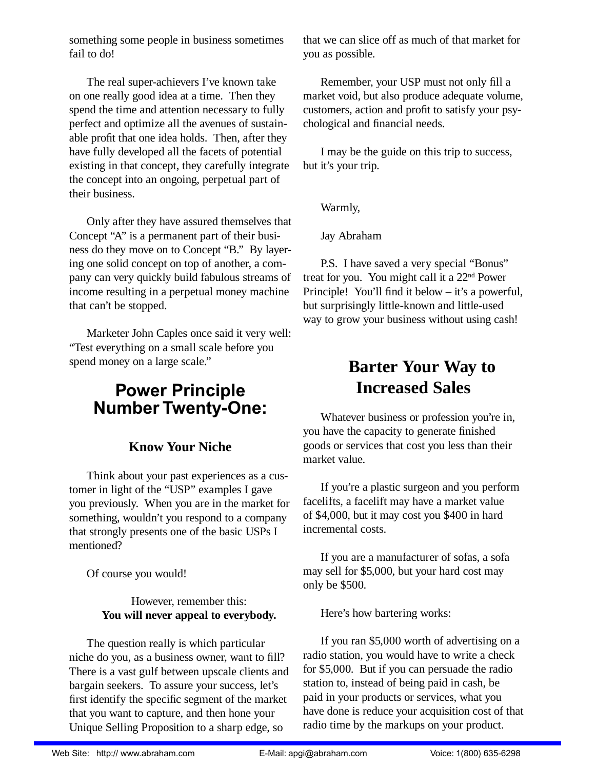something some people in business sometimes fail to do!

The real super-achievers I've known take on one really good idea at a time. Then they spend the time and attention necessary to fully perfect and optimize all the avenues of sustainable profit that one idea holds. Then, after they have fully developed all the facets of potential existing in that concept, they carefully integrate the concept into an ongoing, perpetual part of their business.

Only after they have assured themselves that Concept "A" is a permanent part of their business do they move on to Concept "B." By layering one solid concept on top of another, a company can very quickly build fabulous streams of income resulting in a perpetual money machine that can't be stopped.

Marketer John Caples once said it very well: "Test everything on a small scale before you spend money on a large scale."

## Power Principle Number Twenty-One:

### Know Your Niche

Think about your past experiences as a customer in light of the "USP" examples I gave you previously. When you are in the market for something, wouldn't you respond to a company that strongly presents one of the basic USPs I mentioned?

Of course you would!

However, remember this:
**You will never appeal to everybody.**

The question really is which particular niche do you, as a business owner, want to fill? There is a vast gulf between upscale clients and bargain seekers. To assure your success, let's first identify the specific segment of the market that you want to capture, and then hone your Unique Selling Proposition to a sharp edge, so that we can slice off as much of that market for you as possible.

Remember, your USP must not only fill a market void, but also produce adequate volume, customers, action and profit to satisfy your psychological and financial needs.

I may be the guide on this trip to success, but it's your trip.

Warmly,

Jay Abraham

P.S. I have saved a very special "Bonus" treat for you. You might call it a 22nd Power Principle! You'll find it below – it's a powerful, but surprisingly little-known and little-used way to grow your business without using cash!

## Barter Your Way to Increased Sales

Whatever business or profession you're in, you have the capacity to generate finished goods or services that cost you less than their market value.

If you're a plastic surgeon and you perform facelifts, a facelift may have a market value of $4,000, but it may cost you $400 in hard incremental costs.

If you are a manufacturer of sofas, a sofa may sell for $5,000, but your hard cost may only be $500.

Here's how bartering works:

If you ran $5,000 worth of advertising on a radio station, you would have to write a check for $5,000. But if you can persuade the radio station to, instead of being paid in cash, be paid in your products or services, what you have done is reduce your acquisition cost of that radio time by the markups on your product.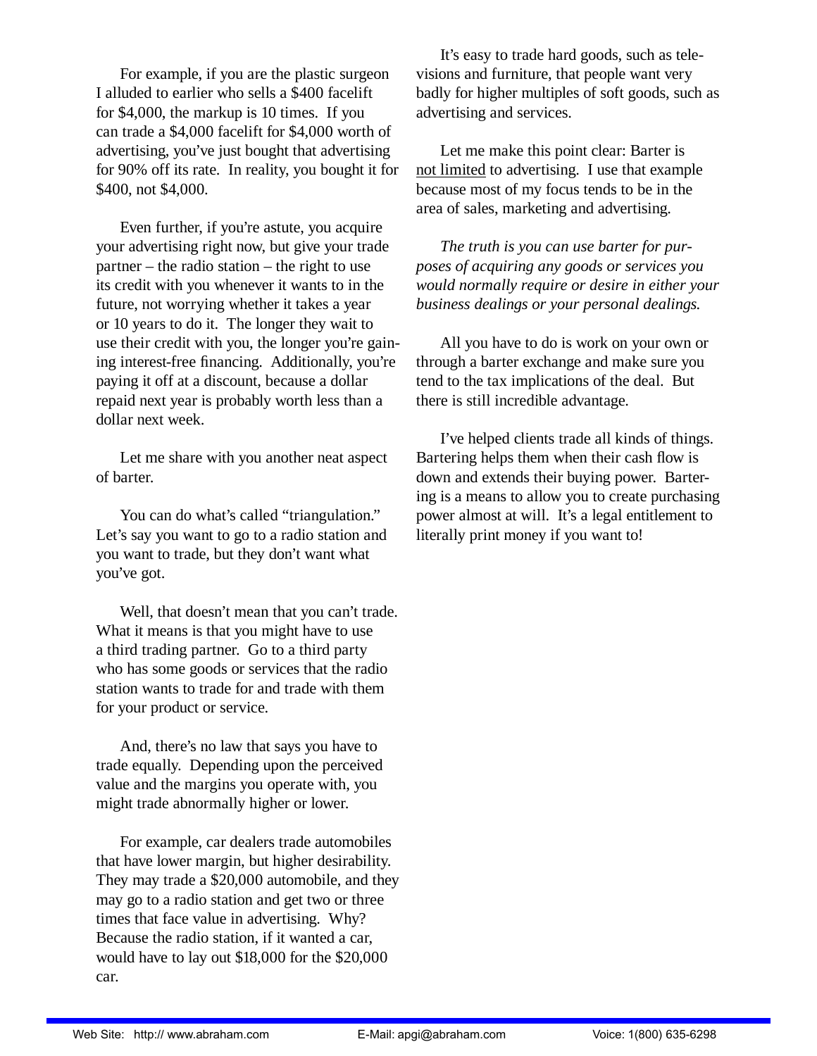For example, if you are the plastic surgeon I alluded to earlier who sells a $400 facelift for $4,000, the markup is 10 times. If you can trade a $4,000 facelift for $4,000 worth of advertising, you've just bought that advertising for 90% off its rate. In reality, you bought it for $400, not $4,000.

Even further, if you're astute, you acquire your advertising right now, but give your trade partner – the radio station – the right to use its credit with you whenever it wants to in the future, not worrying whether it takes a year or 10 years to do it. The longer they wait to use their credit with you, the longer you're gaining interest-free financing. Additionally, you're paying it off at a discount, because a dollar repaid next year is probably worth less than a dollar next week.

Let me share with you another neat aspect of barter.

You can do what's called "triangulation." Let's say you want to go to a radio station and you want to trade, but they don't want what you've got.

Well, that doesn't mean that you can't trade. What it means is that you might have to use a third trading partner. Go to a third party who has some goods or services that the radio station wants to trade for and trade with them for your product or service.

And, there's no law that says you have to trade equally. Depending upon the perceived value and the margins you operate with, you might trade abnormally higher or lower.

For example, car dealers trade automobiles that have lower margin, but higher desirability. They may trade a $20,000 automobile, and they may go to a radio station and get two or three times that face value in advertising. Why? Because the radio station, if it wanted a car, would have to lay out $18,000 for the $20,000 car.

It's easy to trade hard goods, such as televisions and furniture, that people want very badly for higher multiples of soft goods, such as advertising and services.

Let me make this point clear: Barter is <u>not limited</u> to advertising. I use that example because most of my focus tends to be in the area of sales, marketing and advertising.

*The truth is you can use barter for purposes of acquiring any goods or services you would normally require or desire in either your business dealings or your personal dealings.*

All you have to do is work on your own or through a barter exchange and make sure you tend to the tax implications of the deal. But there is still incredible advantage.

I've helped clients trade all kinds of things. Bartering helps them when their cash flow is down and extends their buying power. Bartering is a means to allow you to create purchasing power almost at will. It's a legal entitlement to literally print money if you want to!